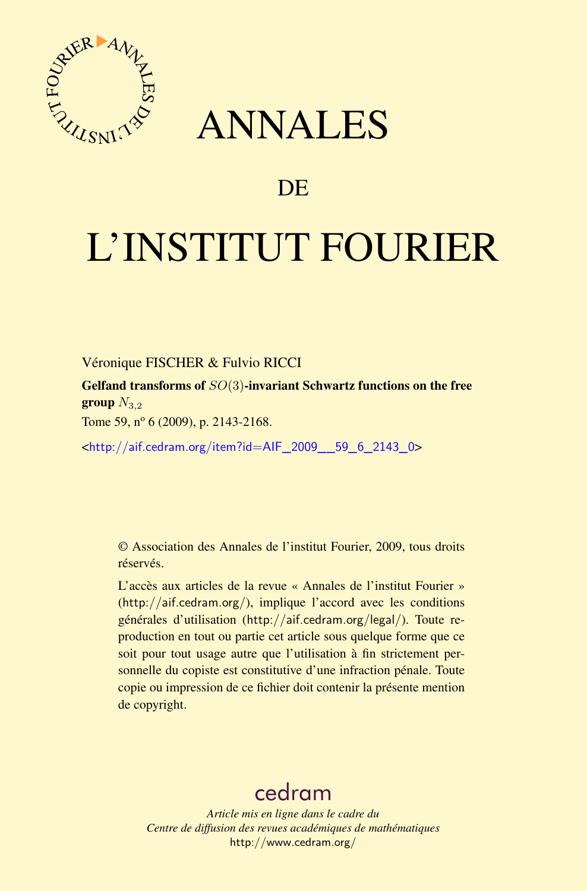# ANNALES

# DE

# L'INSTITUT FOURIER

Véronique FISCHER & Fulvio RICCI

**Gelfand transforms of $SO(3)$-invariant Schwartz functions on the free group $N_{3,2}$**

Tome 59, nº 6 (2009), p. 2143-2168.

<http://aif.cedram.org/item?id=AIF_2009__59_6_2143_0>

© Association des Annales de l'institut Fourier, 2009, tous droits réservés.

L'accès aux articles de la revue « Annales de l'institut Fourier » (http://aif.cedram.org/), implique l'accord avec les conditions générales d'utilisation (http://aif.cedram.org/legal/). Toute reproduction en tout ou partie cet article sous quelque forme que ce soit pour tout usage autre que l'utilisation à fin strictement personnelle du copiste est constitutive d'une infraction pénale. Toute copie ou impression de ce fichier doit contenir la présente mention de copyright.

cedram

*Article mis en ligne dans le cadre du*
*Centre de diffusion des revues académiques de mathématiques*
http://www.cedram.org/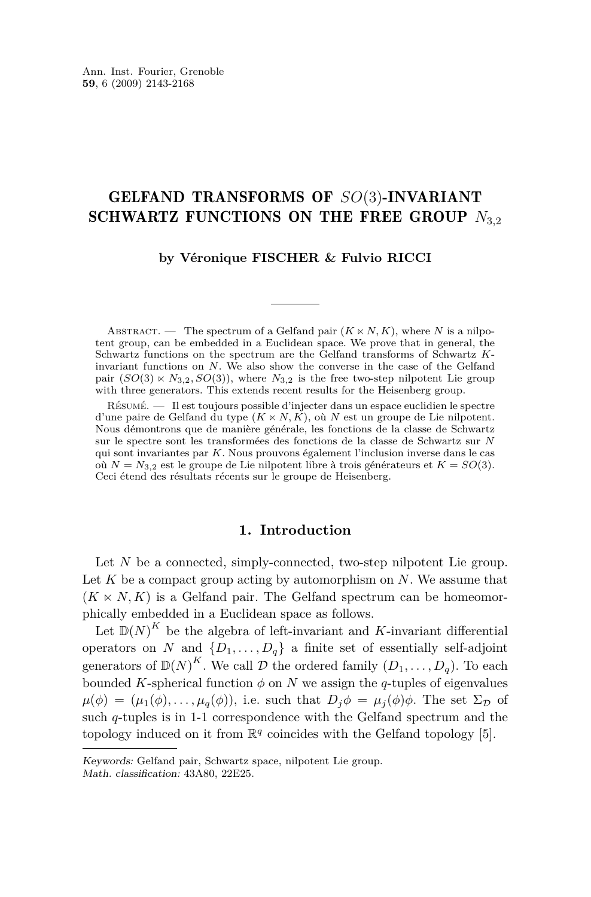Ann. Inst. Fourier, Grenoble
**59**, 6 (2009) 2143-2168

# GELFAND TRANSFORMS OF $SO(3)$-INVARIANT SCHWARTZ FUNCTIONS ON THE FREE GROUP $N_{3,2}$

**by Véronique FISCHER & Fulvio RICCI**

---

Abstract. — The spectrum of a Gelfand pair $(K \ltimes N, K)$, where $N$ is a nilpotent group, can be embedded in a Euclidean space. We prove that in general, the Schwartz functions on the spectrum are the Gelfand transforms of Schwartz $K$-invariant functions on $N$. We also show the converse in the case of the Gelfand pair $(SO(3) \ltimes N_{3,2}, SO(3))$, where $N_{3,2}$ is the free two-step nilpotent Lie group with three generators. This extends recent results for the Heisenberg group.

Résumé. — Il est toujours possible d'injecter dans un espace euclidien le spectre d'une paire de Gelfand du type $(K \ltimes N, K)$, où $N$ est un groupe de Lie nilpotent. Nous démontrons que de manière générale, les fonctions de la classe de Schwartz sur le spectre sont les transformées des fonctions de la classe de Schwartz sur $N$ qui sont invariantes par $K$. Nous prouvons également l'inclusion inverse dans le cas où $N = N_{3,2}$ est le groupe de Lie nilpotent libre à trois générateurs et $K = SO(3)$. Ceci étend des résultats récents sur le groupe de Heisenberg.

## 1. Introduction

Let $N$ be a connected, simply-connected, two-step nilpotent Lie group. Let $K$ be a compact group acting by automorphism on $N$. We assume that $(K \ltimes N, K)$ is a Gelfand pair. The Gelfand spectrum can be homeomorphically embedded in a Euclidean space as follows.

Let $\mathbb{D}(N)^K$ be the algebra of left-invariant and $K$-invariant differential operators on $N$ and $\{D_1, \ldots, D_q\}$ a finite set of essentially self-adjoint generators of $\mathbb{D}(N)^K$. We call $\mathcal{D}$ the ordered family $(D_1, \ldots, D_q)$. To each bounded $K$-spherical function $\phi$ on $N$ we assign the $q$-tuples of eigenvalues $\mu(\phi) = (\mu_1(\phi), \ldots, \mu_q(\phi))$, i.e. such that $D_j\phi = \mu_j(\phi)\phi$. The set $\Sigma_{\mathcal{D}}$ of such $q$-tuples is in 1-1 correspondence with the Gelfand spectrum and the topology induced on it from $\mathbb{R}^q$ coincides with the Gelfand topology [5].

---

*Keywords:* Gelfand pair, Schwartz space, nilpotent Lie group.
*Math. classification:* 43A80, 22E25.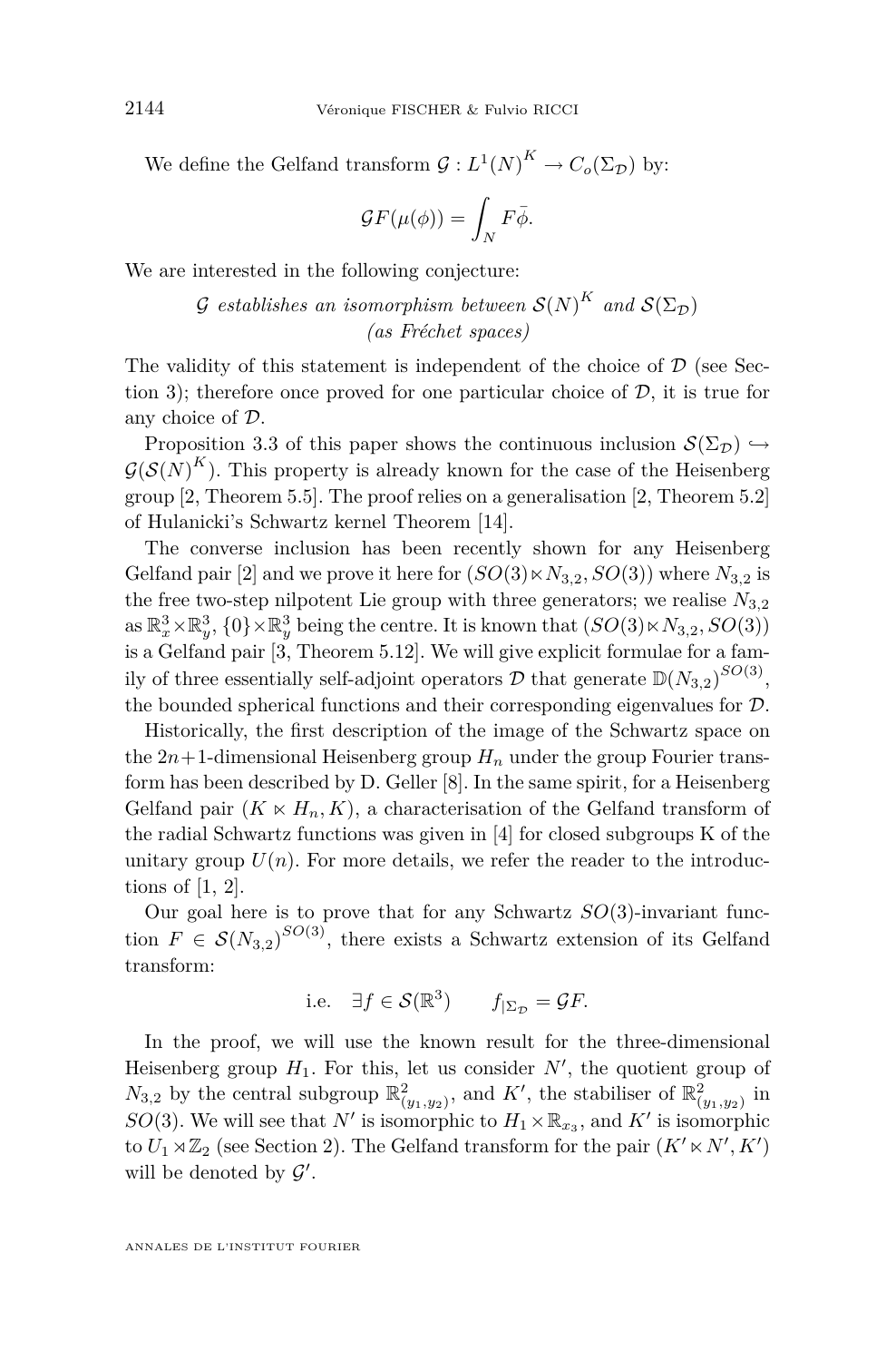We define the Gelfand transform $\mathcal{G} : L^1(N)^K \to C_o(\Sigma_{\mathcal{D}})$ by:

$$\mathcal{G}F(\mu(\phi)) = \int_N F\bar{\phi}.$$

We are interested in the following conjecture:

*$\mathcal{G}$ establishes an isomorphism between $\mathcal{S}(N)^K$ and $\mathcal{S}(\Sigma_{\mathcal{D}})$ (as Fréchet spaces)*

The validity of this statement is independent of the choice of $\mathcal{D}$ (see Section 3); therefore once proved for one particular choice of $\mathcal{D}$, it is true for any choice of $\mathcal{D}$.

Proposition 3.3 of this paper shows the continuous inclusion $\mathcal{S}(\Sigma_{\mathcal{D}}) \hookrightarrow \mathcal{G}(\mathcal{S}(N)^K)$. This property is already known for the case of the Heisenberg group [2, Theorem 5.5]. The proof relies on a generalisation [2, Theorem 5.2] of Hulanicki's Schwartz kernel Theorem [14].

The converse inclusion has been recently shown for any Heisenberg Gelfand pair [2] and we prove it here for $(SO(3) \ltimes N_{3,2}, SO(3))$ where $N_{3,2}$ is the free two-step nilpotent Lie group with three generators; we realise $N_{3,2}$ as $\mathbb{R}^3_x \times \mathbb{R}^3_y$, $\{0\} \times \mathbb{R}^3_y$ being the centre. It is known that $(SO(3) \ltimes N_{3,2}, SO(3))$ is a Gelfand pair [3, Theorem 5.12]. We will give explicit formulae for a family of three essentially self-adjoint operators $\mathcal{D}$ that generate $\mathbb{D}(N_{3,2})^{SO(3)}$, the bounded spherical functions and their corresponding eigenvalues for $\mathcal{D}$.

Historically, the first description of the image of the Schwartz space on the $2n+1$-dimensional Heisenberg group $H_n$ under the group Fourier transform has been described by D. Geller [8]. In the same spirit, for a Heisenberg Gelfand pair $(K \ltimes H_n, K)$, a characterisation of the Gelfand transform of the radial Schwartz functions was given in [4] for closed subgroups K of the unitary group $U(n)$. For more details, we refer the reader to the introductions of [1, 2].

Our goal here is to prove that for any Schwartz $SO(3)$-invariant function $F \in \mathcal{S}(N_{3,2})^{SO(3)}$, there exists a Schwartz extension of its Gelfand transform:

$$\text{i.e.} \quad \exists f \in \mathcal{S}(\mathbb{R}^3) \qquad f_{|\Sigma_{\mathcal{D}}} = \mathcal{G}F.$$

In the proof, we will use the known result for the three-dimensional Heisenberg group $H_1$. For this, let us consider $N'$, the quotient group of $N_{3,2}$ by the central subgroup $\mathbb{R}^2_{(y_1,y_2)}$, and $K'$, the stabiliser of $\mathbb{R}^2_{(y_1,y_2)}$ in $SO(3)$. We will see that $N'$ is isomorphic to $H_1 \times \mathbb{R}_{x_3}$, and $K'$ is isomorphic to $U_1 \rtimes \mathbb{Z}_2$ (see Section 2). The Gelfand transform for the pair $(K' \ltimes N', K')$ will be denoted by $\mathcal{G}'$.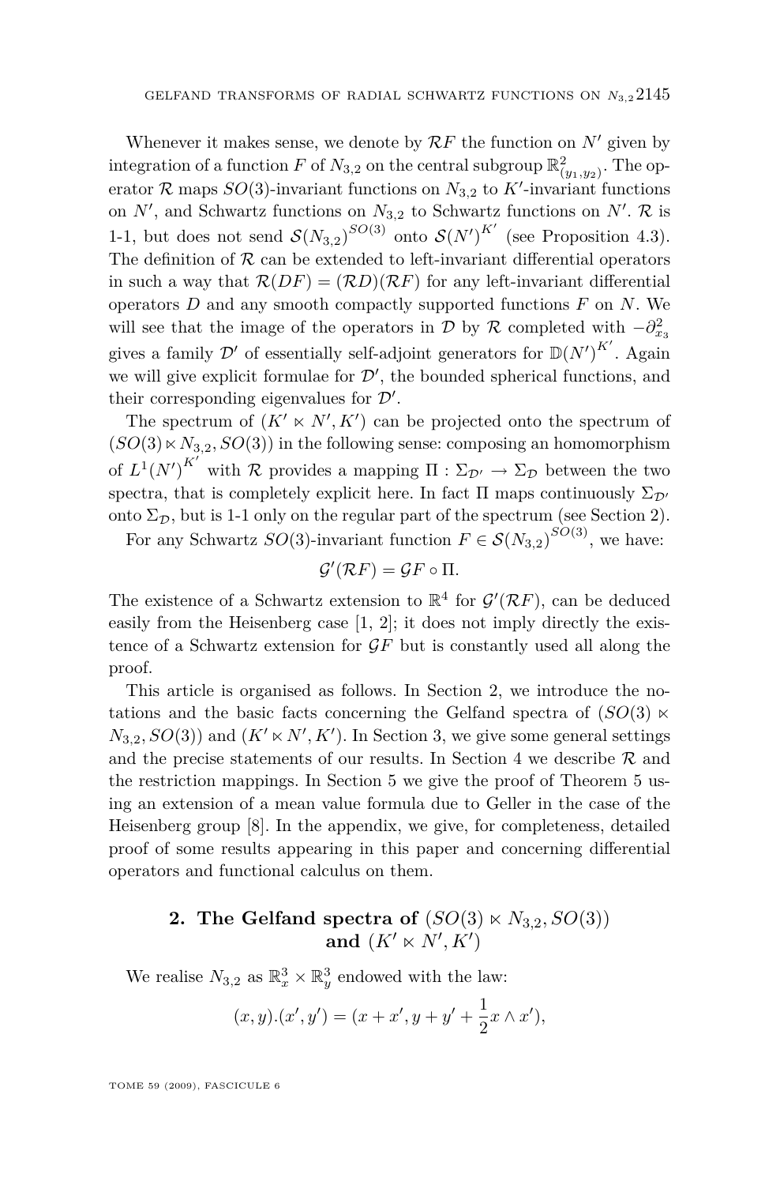Whenever it makes sense, we denote by $\mathcal{R}F$ the function on $N'$ given by integration of a function $F$ of $N_{3,2}$ on the central subgroup $\mathbb{R}^2_{(y_1,y_2)}$. The operator $\mathcal{R}$ maps $SO(3)$-invariant functions on $N_{3,2}$ to $K'$-invariant functions on $N'$, and Schwartz functions on $N_{3,2}$ to Schwartz functions on $N'$. $\mathcal{R}$ is 1-1, but does not send $\mathcal{S}(N_{3,2})^{SO(3)}$ onto $\mathcal{S}(N')^{K'}$ (see Proposition 4.3). The definition of $\mathcal{R}$ can be extended to left-invariant differential operators in such a way that $\mathcal{R}(DF) = (\mathcal{R}D)(\mathcal{R}F)$ for any left-invariant differential operators $D$ and any smooth compactly supported functions $F$ on $N$. We will see that the image of the operators in $\mathcal{D}$ by $\mathcal{R}$ completed with $-\partial_{x_3}^2$ gives a family $\mathcal{D}'$ of essentially self-adjoint generators for $\mathbb{D}(N')^{K'}$. Again we will give explicit formulae for $\mathcal{D}'$, the bounded spherical functions, and their corresponding eigenvalues for $\mathcal{D}'$.

The spectrum of $(K' \ltimes N', K')$ can be projected onto the spectrum of $(SO(3) \ltimes N_{3,2}, SO(3))$ in the following sense: composing an homomorphism of $L^1(N')^{K'}$ with $\mathcal{R}$ provides a mapping $\Pi : \Sigma_{\mathcal{D}'} \to \Sigma_{\mathcal{D}}$ between the two spectra, that is completely explicit here. In fact $\Pi$ maps continuously $\Sigma_{\mathcal{D}'}$ onto $\Sigma_{\mathcal{D}}$, but is 1-1 only on the regular part of the spectrum (see Section 2).

For any Schwartz $SO(3)$-invariant function $F \in \mathcal{S}(N_{3,2})^{SO(3)}$, we have:

$$\mathcal{G}'(\mathcal{R}F) = \mathcal{G}F \circ \Pi.$$

The existence of a Schwartz extension to $\mathbb{R}^4$ for $\mathcal{G}'(\mathcal{R}F)$, can be deduced easily from the Heisenberg case [1, 2]; it does not imply directly the existence of a Schwartz extension for $\mathcal{G}F$ but is constantly used all along the proof.

This article is organised as follows. In Section 2, we introduce the notations and the basic facts concerning the Gelfand spectra of $(SO(3) \ltimes N_{3,2}, SO(3))$ and $(K' \ltimes N', K')$. In Section 3, we give some general settings and the precise statements of our results. In Section 4 we describe $\mathcal{R}$ and the restriction mappings. In Section 5 we give the proof of Theorem 5 using an extension of a mean value formula due to Geller in the case of the Heisenberg group [8]. In the appendix, we give, for completeness, detailed proof of some results appearing in this paper and concerning differential operators and functional calculus on them.

## 2. The Gelfand spectra of $(SO(3) \ltimes N_{3,2}, SO(3))$ and $(K' \ltimes N', K')$

We realise $N_{3,2}$ as $\mathbb{R}^3_x \times \mathbb{R}^3_y$ endowed with the law:

$$(x, y).(x', y') = (x + x', y + y' + \frac{1}{2} x \wedge x'),$$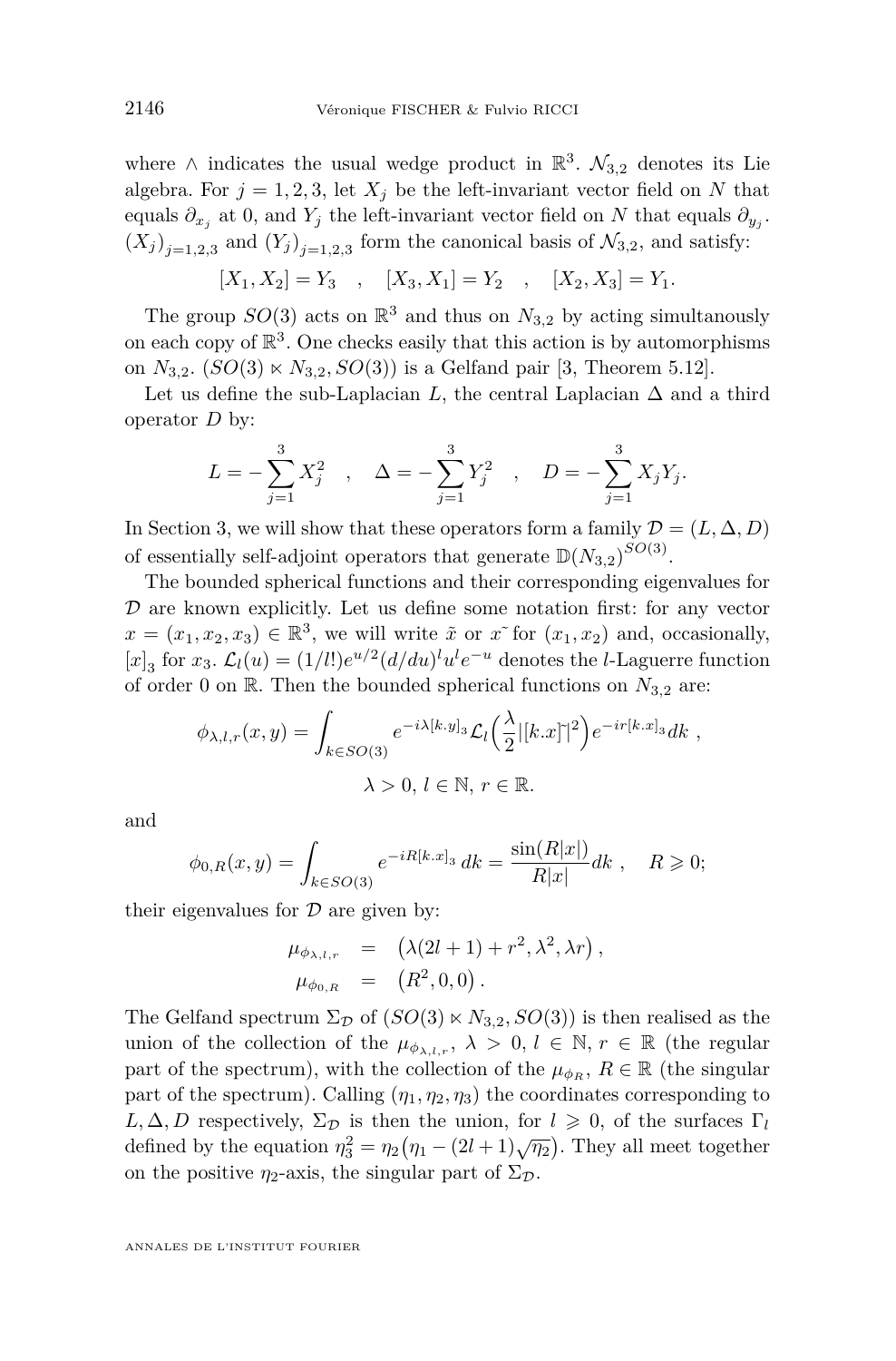where $\wedge$ indicates the usual wedge product in $\mathbb{R}^3$. $\mathcal{N}_{3,2}$ denotes its Lie algebra. For $j = 1, 2, 3$, let $X_j$ be the left-invariant vector field on $N$ that equals $\partial_{x_j}$ at 0, and $Y_j$ the left-invariant vector field on $N$ that equals $\partial_{y_j}$. $(X_j)_{j=1,2,3}$ and $(Y_j)_{j=1,2,3}$ form the canonical basis of $\mathcal{N}_{3,2}$, and satisfy:

$$[X_1, X_2] = Y_3 \quad , \quad [X_3, X_1] = Y_2 \quad , \quad [X_2, X_3] = Y_1.$$

The group $SO(3)$ acts on $\mathbb{R}^3$ and thus on $N_{3,2}$ by acting simultanously on each copy of $\mathbb{R}^3$. One checks easily that this action is by automorphisms on $N_{3,2}$. $(SO(3) \ltimes N_{3,2}, SO(3))$ is a Gelfand pair [3, Theorem 5.12].

Let us define the sub-Laplacian $L$, the central Laplacian $\Delta$ and a third operator $D$ by:

$$L = -\sum_{j=1}^{3} X_j^2 \quad , \quad \Delta = -\sum_{j=1}^{3} Y_j^2 \quad , \quad D = -\sum_{j=1}^{3} X_j Y_j.$$

In Section 3, we will show that these operators form a family $\mathcal{D} = (L, \Delta, D)$ of essentially self-adjoint operators that generate $\mathbb{D}(N_{3,2})^{SO(3)}$.

The bounded spherical functions and their corresponding eigenvalues for $\mathcal{D}$ are known explicitly. Let us define some notation first: for any vector $x = (x_1, x_2, x_3) \in \mathbb{R}^3$, we will write $\tilde{x}$ or $x\tilde{}$ for $(x_1, x_2)$ and, occasionally, $[x]_3$ for $x_3$. $\mathcal{L}_l(u) = (1/l!)e^{u/2}(d/du)^l u^l e^{-u}$ denotes the $l$-Laguerre function of order 0 on $\mathbb{R}$. Then the bounded spherical functions on $N_{3,2}$ are:

$$\phi_{\lambda,l,r}(x, y) = \int_{k \in SO(3)} e^{-i\lambda[k.y]_3} \mathcal{L}_l\Big(\frac{\lambda}{2}|[k.x]\tilde{}|^2\Big) e^{-ir[k.x]_3} dk \ ,$$

$$\lambda > 0,\ l \in \mathbb{N},\ r \in \mathbb{R}.$$

and

$$\phi_{0,R}(x, y) = \int_{k \in SO(3)} e^{-iR[k.x]_3}\, dk = \frac{\sin(R|x|)}{R|x|} dk \ , \quad R \geqslant 0;$$

their eigenvalues for $\mathcal{D}$ are given by:

$$\begin{aligned} \mu_{\phi_{\lambda,l,r}} &= \big(\lambda(2l+1) + r^2, \lambda^2, \lambda r\big)\,, \\ \mu_{\phi_{0,R}} &= \big(R^2, 0, 0\big)\,. \end{aligned}$$

The Gelfand spectrum $\Sigma_{\mathcal{D}}$ of $(SO(3) \ltimes N_{3,2}, SO(3))$ is then realised as the union of the collection of the $\mu_{\phi_{\lambda,l,r}}$, $\lambda > 0$, $l \in \mathbb{N}$, $r \in \mathbb{R}$ (the regular part of the spectrum), with the collection of the $\mu_{\phi_R}$, $R \in \mathbb{R}$ (the singular part of the spectrum). Calling $(\eta_1, \eta_2, \eta_3)$ the coordinates corresponding to $L, \Delta, D$ respectively, $\Sigma_{\mathcal{D}}$ is then the union, for $l \geqslant 0$, of the surfaces $\Gamma_l$ defined by the equation $\eta_3^2 = \eta_2\big(\eta_1 - (2l+1)\sqrt{\eta_2}\big)$. They all meet together on the positive $\eta_2$-axis, the singular part of $\Sigma_{\mathcal{D}}$.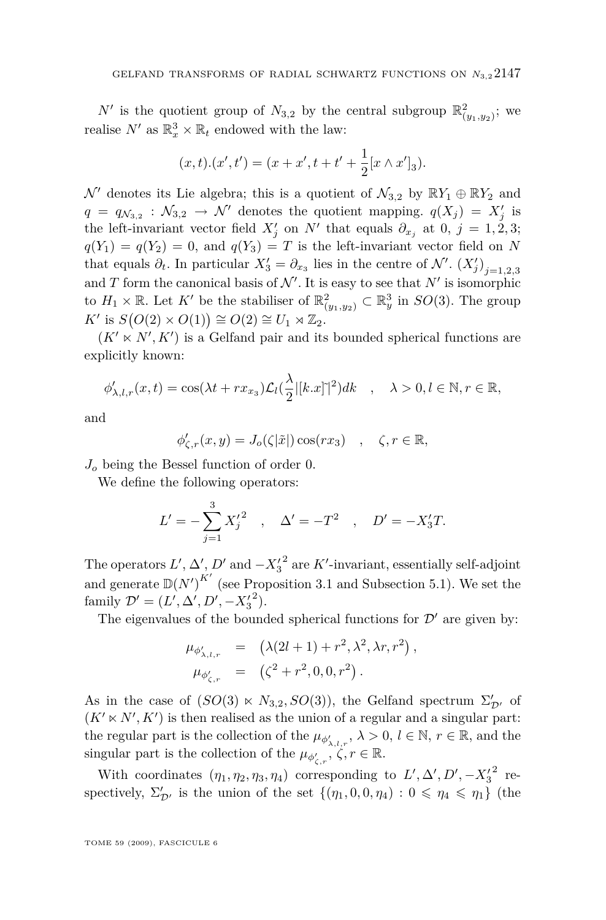$N'$ is the quotient group of $N_{3,2}$ by the central subgroup $\mathbb{R}^2_{(y_1,y_2)}$; we realise $N'$ as $\mathbb{R}^3_x \times \mathbb{R}_t$ endowed with the law:

$$(x,t).(x',t') = (x + x', t + t' + \frac{1}{2}[x \wedge x']_3).$$

$\mathcal{N}'$ denotes its Lie algebra; this is a quotient of $\mathcal{N}_{3,2}$ by $\mathbb{R}Y_1 \oplus \mathbb{R}Y_2$ and $q = q_{\mathcal{N}_{3,2}} : \mathcal{N}_{3,2} \to \mathcal{N}'$ denotes the quotient mapping. $q(X_j) = X'_j$ is the left-invariant vector field $X'_j$ on $N'$ that equals $\partial_{x_j}$ at 0, $j = 1, 2, 3$; $q(Y_1) = q(Y_2) = 0$, and $q(Y_3) = T$ is the left-invariant vector field on $N$ that equals $\partial_t$. In particular $X'_3 = \partial_{x_3}$ lies in the centre of $\mathcal{N}'$. $(X'_j)_{j=1,2,3}$ and $T$ form the canonical basis of $\mathcal{N}'$. It is easy to see that $N'$ is isomorphic to $H_1 \times \mathbb{R}$. Let $K'$ be the stabiliser of $\mathbb{R}^2_{(y_1,y_2)} \subset \mathbb{R}^3_y$ in $SO(3)$. The group $K'$ is $S\big(O(2) \times O(1)\big) \cong O(2) \cong U_1 \rtimes \mathbb{Z}_2$.

$(K' \ltimes N', K')$ is a Gelfand pair and its bounded spherical functions are explicitly known:

$$\phi'_{\lambda,l,r}(x,t) = \cos(\lambda t + r x_{x_3}) \mathcal{L}_l(\frac{\lambda}{2} |[k.x]\urcorner|^2) dk \quad , \quad \lambda > 0, l \in \mathbb{N}, r \in \mathbb{R},$$

and

$$\phi'_{\zeta,r}(x,y) = J_o(\zeta|\tilde{x}|) \cos(r x_3) \quad , \quad \zeta, r \in \mathbb{R},$$

$J_o$ being the Bessel function of order 0.

We define the following operators:

$$L' = -\sum_{j=1}^{3} {X'_j}^2 \quad , \quad \Delta' = -T^2 \quad , \quad D' = -X'_3 T.$$

The operators $L'$, $\Delta'$, $D'$ and $-{X'_3}^2$ are $K'$-invariant, essentially self-adjoint and generate $\mathbb{D}(N')^{K'}$ (see Proposition 3.1 and Subsection 5.1). We set the family $\mathcal{D}' = (L', \Delta', D', -{X'_3}^2)$.

The eigenvalues of the bounded spherical functions for $\mathcal{D}'$ are given by:

$$\begin{aligned}
\mu_{\phi'_{\lambda,l,r}} &= \left(\lambda(2l+1) + r^2, \lambda^2, \lambda r, r^2\right), \\
\mu_{\phi'_{\zeta,r}} &= \left(\zeta^2 + r^2, 0, 0, r^2\right).
\end{aligned}$$

As in the case of $(SO(3) \ltimes N_{3,2}, SO(3))$, the Gelfand spectrum $\Sigma'_{\mathcal{D}'}$ of $(K' \ltimes N', K')$ is then realised as the union of a regular and a singular part: the regular part is the collection of the $\mu_{\phi'_{\lambda,l,r}}$, $\lambda > 0$, $l \in \mathbb{N}$, $r \in \mathbb{R}$, and the singular part is the collection of the $\mu_{\phi'_{\zeta,r}}$, $\zeta, r \in \mathbb{R}$.

With coordinates $(\eta_1, \eta_2, \eta_3, \eta_4)$ corresponding to $L', \Delta', D', -{X'_3}^2$ respectively, $\Sigma'_{\mathcal{D}'}$ is the union of the set $\{(\eta_1, 0, 0, \eta_4) : 0 \leqslant \eta_4 \leqslant \eta_1\}$ (the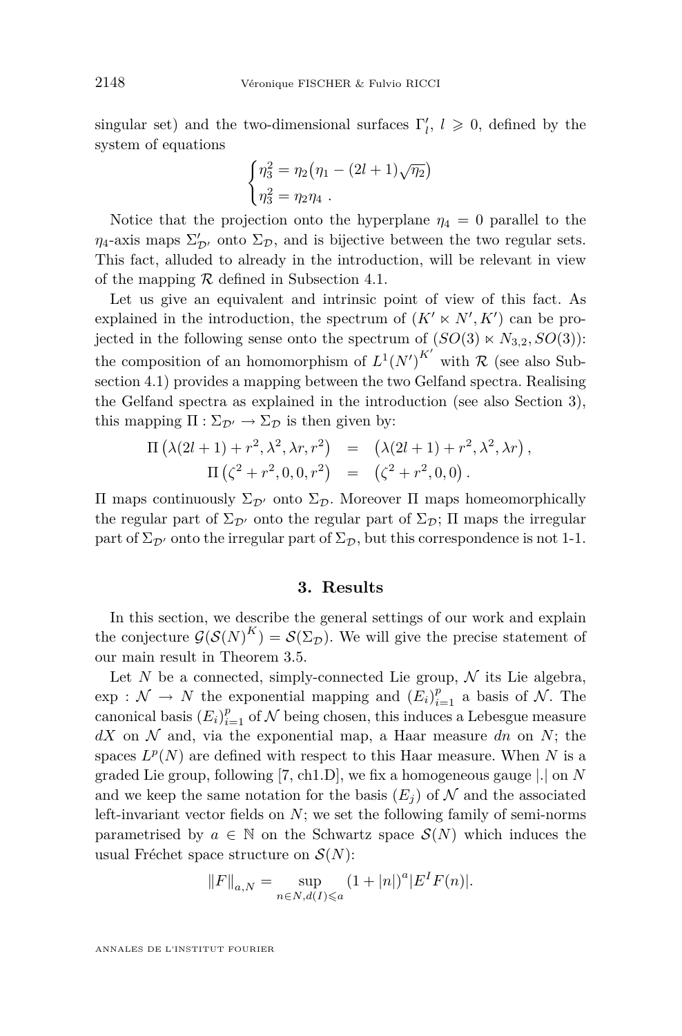singular set) and the two-dimensional surfaces $\Gamma'_l$, $l \geqslant 0$, defined by the system of equations

$$\begin{cases} \eta_3^2 = \eta_2\big(\eta_1 - (2l+1)\sqrt{\eta_2}\big) \\ \eta_3^2 = \eta_2\eta_4 \ . \end{cases}$$

Notice that the projection onto the hyperplane $\eta_4 = 0$ parallel to the $\eta_4$-axis maps $\Sigma'_{\mathcal{D}'}$ onto $\Sigma_{\mathcal{D}}$, and is bijective between the two regular sets. This fact, alluded to already in the introduction, will be relevant in view of the mapping $\mathcal{R}$ defined in Subsection 4.1.

Let us give an equivalent and intrinsic point of view of this fact. As explained in the introduction, the spectrum of $(K' \ltimes N', K')$ can be projected in the following sense onto the spectrum of $(SO(3) \ltimes N_{3,2}, SO(3))$: the composition of an homomorphism of $L^1(N')^{K'}$ with $\mathcal{R}$ (see also Subsection 4.1) provides a mapping between the two Gelfand spectra. Realising the Gelfand spectra as explained in the introduction (see also Section 3), this mapping $\Pi : \Sigma_{\mathcal{D}'} \to \Sigma_{\mathcal{D}}$ is then given by:

$$\begin{aligned} \Pi\left(\lambda(2l+1) + r^2, \lambda^2, \lambda r, r^2\right) &= \left(\lambda(2l+1) + r^2, \lambda^2, \lambda r\right), \\ \Pi\left(\zeta^2 + r^2, 0, 0, r^2\right) &= \left(\zeta^2 + r^2, 0, 0\right). \end{aligned}$$

$\Pi$ maps continuously $\Sigma_{\mathcal{D}'}$ onto $\Sigma_{\mathcal{D}}$. Moreover $\Pi$ maps homeomorphically the regular part of $\Sigma_{\mathcal{D}'}$ onto the regular part of $\Sigma_{\mathcal{D}}$; $\Pi$ maps the irregular part of $\Sigma_{\mathcal{D}'}$ onto the irregular part of $\Sigma_{\mathcal{D}}$, but this correspondence is not 1-1.

## 3. Results

In this section, we describe the general settings of our work and explain the conjecture $\mathcal{G}(\mathcal{S}(N)^K) = \mathcal{S}(\Sigma_{\mathcal{D}})$. We will give the precise statement of our main result in Theorem 3.5.

Let $N$ be a connected, simply-connected Lie group, $\mathcal{N}$ its Lie algebra, $\exp : \mathcal{N} \to N$ the exponential mapping and $(E_i)_{i=1}^p$ a basis of $\mathcal{N}$. The canonical basis $(E_i)_{i=1}^p$ of $\mathcal{N}$ being chosen, this induces a Lebesgue measure $dX$ on $\mathcal{N}$ and, via the exponential map, a Haar measure $dn$ on $N$; the spaces $L^p(N)$ are defined with respect to this Haar measure. When $N$ is a graded Lie group, following [7, ch1.D], we fix a homogeneous gauge $|.|$ on $N$ and we keep the same notation for the basis $(E_j)$ of $\mathcal{N}$ and the associated left-invariant vector fields on $N$; we set the following family of semi-norms parametrised by $a \in \mathbb{N}$ on the Schwartz space $\mathcal{S}(N)$ which induces the usual Fréchet space structure on $\mathcal{S}(N)$:

$$\|F\|_{a,N} = \sup_{n \in N, d(I) \leqslant a} (1 + |n|)^a |E^I F(n)|.$$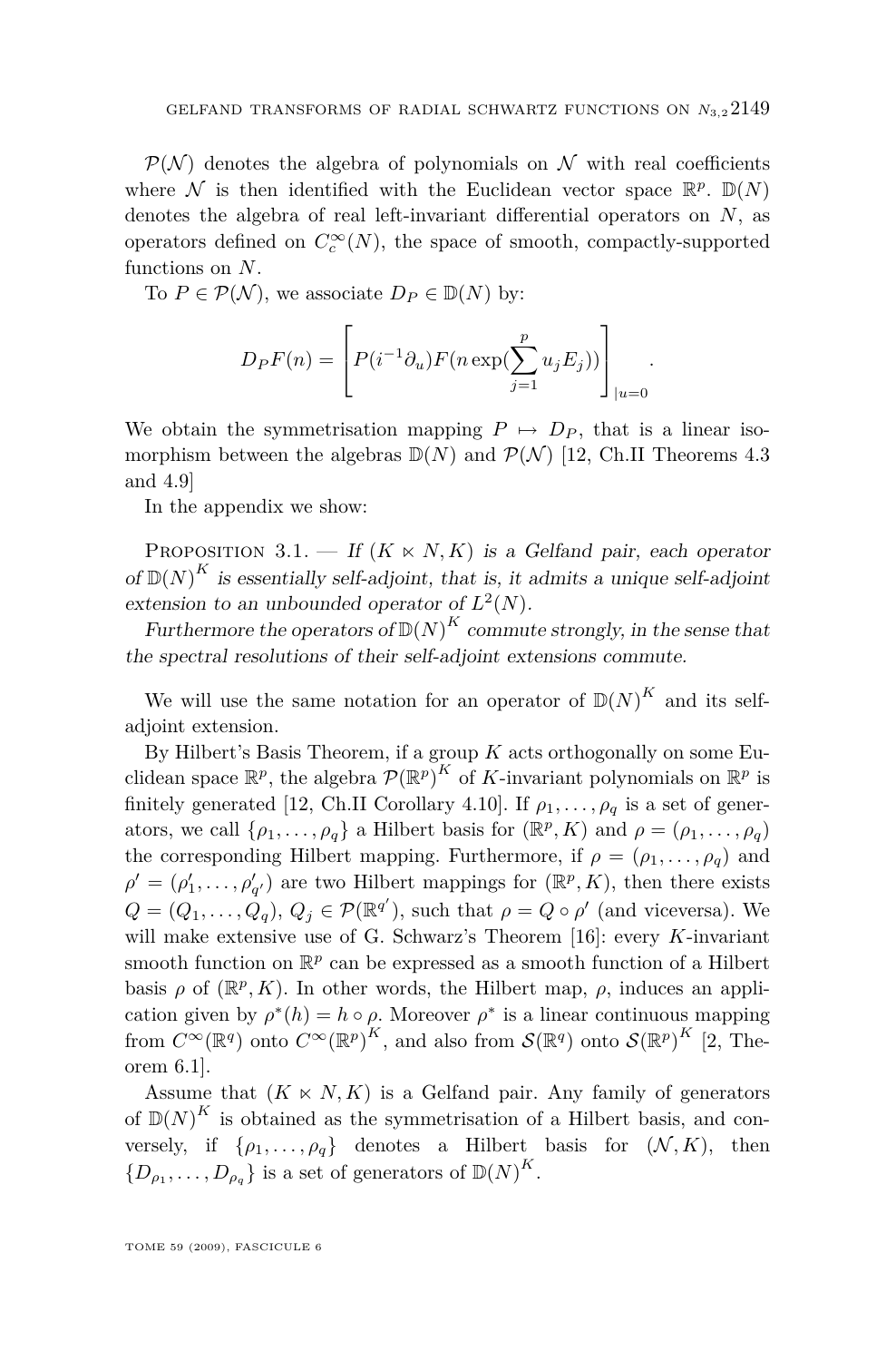$\mathcal{P}(\mathcal{N})$ denotes the algebra of polynomials on $\mathcal{N}$ with real coefficients where $\mathcal{N}$ is then identified with the Euclidean vector space $\mathbb{R}^p$. $\mathbb{D}(N)$ denotes the algebra of real left-invariant differential operators on $N$, as operators defined on $C_c^\infty(N)$, the space of smooth, compactly-supported functions on $N$.

To $P \in \mathcal{P}(\mathcal{N})$, we associate $D_P \in \mathbb{D}(N)$ by:

$$D_P F(n) = \left[ P(i^{-1}\partial_u) F(n \exp(\sum_{j=1}^{p} u_j E_j)) \right]_{|u=0} .$$

We obtain the symmetrisation mapping $P \mapsto D_P$, that is a linear isomorphism between the algebras $\mathbb{D}(N)$ and $\mathcal{P}(\mathcal{N})$ [12, Ch.II Theorems 4.3 and 4.9]

In the appendix we show:

Proposition 3.1. — *If $(K \ltimes N, K)$ is a Gelfand pair, each operator of $\mathbb{D}(N)^K$ is essentially self-adjoint, that is, it admits a unique self-adjoint extension to an unbounded operator of $L^2(N)$.*

*Furthermore the operators of $\mathbb{D}(N)^K$ commute strongly, in the sense that the spectral resolutions of their self-adjoint extensions commute.*

We will use the same notation for an operator of $\mathbb{D}(N)^K$ and its self-adjoint extension.

By Hilbert's Basis Theorem, if a group $K$ acts orthogonally on some Euclidean space $\mathbb{R}^p$, the algebra $\mathcal{P}(\mathbb{R}^p)^K$ of $K$-invariant polynomials on $\mathbb{R}^p$ is finitely generated [12, Ch.II Corollary 4.10]. If $\rho_1, \ldots, \rho_q$ is a set of generators, we call $\{\rho_1, \ldots, \rho_q\}$ a Hilbert basis for $(\mathbb{R}^p, K)$ and $\rho = (\rho_1, \ldots, \rho_q)$ the corresponding Hilbert mapping. Furthermore, if $\rho = (\rho_1, \ldots, \rho_q)$ and $\rho' = (\rho'_1, \ldots, \rho'_{q'})$ are two Hilbert mappings for $(\mathbb{R}^p, K)$, then there exists $Q = (Q_1, \ldots, Q_q)$, $Q_j \in \mathcal{P}(\mathbb{R}^{q'})$, such that $\rho = Q \circ \rho'$ (and viceversa). We will make extensive use of G. Schwarz's Theorem [16]: every $K$-invariant smooth function on $\mathbb{R}^p$ can be expressed as a smooth function of a Hilbert basis $\rho$ of $(\mathbb{R}^p, K)$. In other words, the Hilbert map, $\rho$, induces an application given by $\rho^*(h) = h \circ \rho$. Moreover $\rho^*$ is a linear continuous mapping from $C^\infty(\mathbb{R}^q)$ onto $C^\infty(\mathbb{R}^p)^K$, and also from $\mathcal{S}(\mathbb{R}^q)$ onto $\mathcal{S}(\mathbb{R}^p)^K$ [2, Theorem 6.1].

Assume that $(K \ltimes N, K)$ is a Gelfand pair. Any family of generators of $\mathbb{D}(N)^K$ is obtained as the symmetrisation of a Hilbert basis, and conversely, if $\{\rho_1, \ldots, \rho_q\}$ denotes a Hilbert basis for $(\mathcal{N}, K)$, then $\{D_{\rho_1}, \ldots, D_{\rho_q}\}$ is a set of generators of $\mathbb{D}(N)^K$.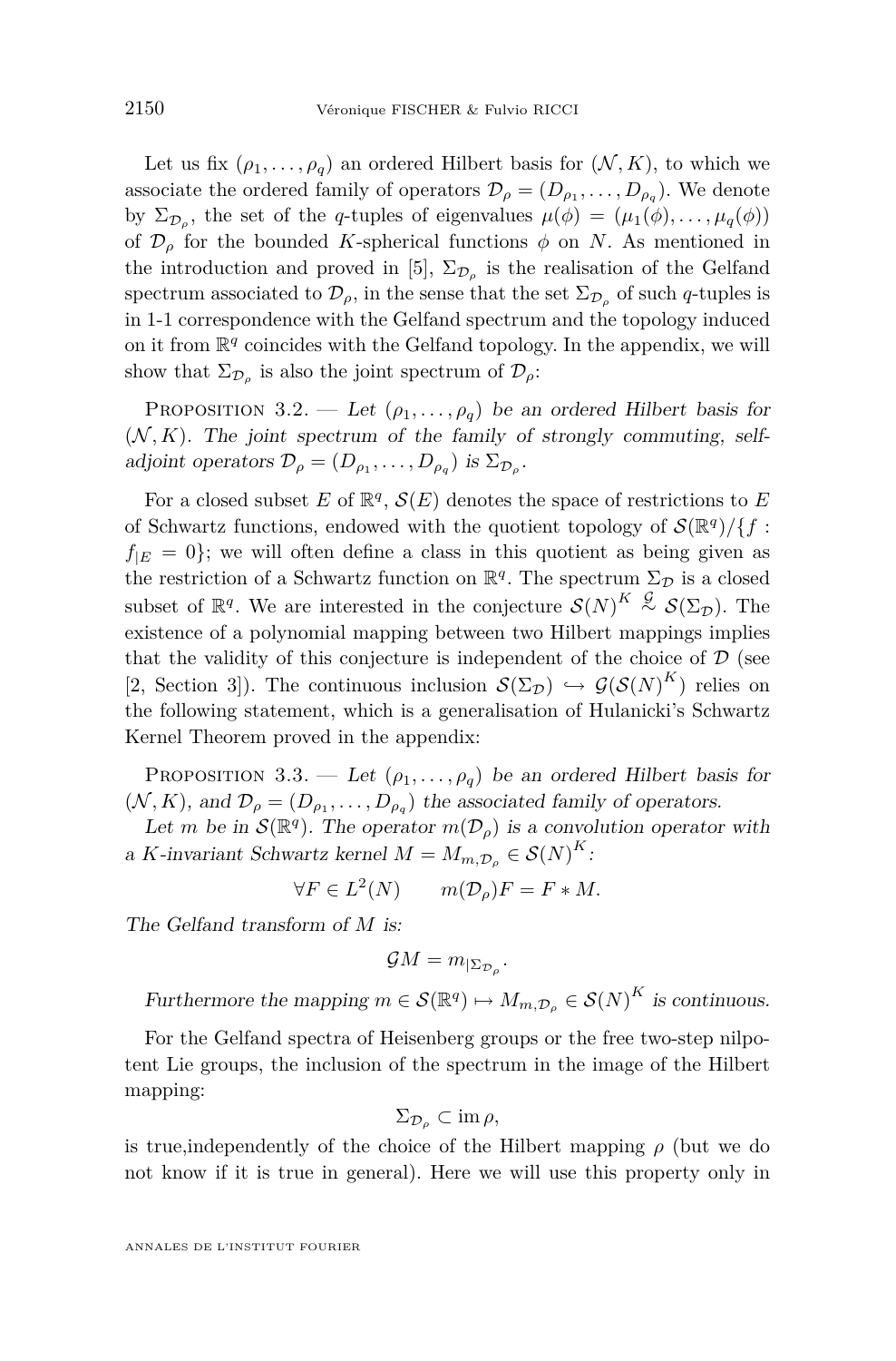Let us fix $(\rho_1, \dots, \rho_q)$ an ordered Hilbert basis for $(\mathcal{N}, K)$, to which we associate the ordered family of operators $\mathcal{D}_\rho = (D_{\rho_1}, \dots, D_{\rho_q})$. We denote by $\Sigma_{\mathcal{D}_\rho}$, the set of the $q$-tuples of eigenvalues $\mu(\phi) = (\mu_1(\phi), \dots, \mu_q(\phi))$ of $\mathcal{D}_\rho$ for the bounded $K$-spherical functions $\phi$ on $N$. As mentioned in the introduction and proved in [5], $\Sigma_{\mathcal{D}_\rho}$ is the realisation of the Gelfand spectrum associated to $\mathcal{D}_\rho$, in the sense that the set $\Sigma_{\mathcal{D}_\rho}$ of such $q$-tuples is in 1-1 correspondence with the Gelfand spectrum and the topology induced on it from $\mathbb{R}^q$ coincides with the Gelfand topology. In the appendix, we will show that $\Sigma_{\mathcal{D}_\rho}$ is also the joint spectrum of $\mathcal{D}_\rho$:

Proposition 3.2. — *Let $(\rho_1, \dots, \rho_q)$ be an ordered Hilbert basis for $(\mathcal{N}, K)$. The joint spectrum of the family of strongly commuting, self-adjoint operators $\mathcal{D}_\rho = (D_{\rho_1}, \dots, D_{\rho_q})$ is $\Sigma_{\mathcal{D}_\rho}$.*

For a closed subset $E$ of $\mathbb{R}^q$, $\mathcal{S}(E)$ denotes the space of restrictions to $E$ of Schwartz functions, endowed with the quotient topology of $\mathcal{S}(\mathbb{R}^q)/\{f : f_{|E} = 0\}$; we will often define a class in this quotient as being given as the restriction of a Schwartz function on $\mathbb{R}^q$. The spectrum $\Sigma_{\mathcal{D}}$ is a closed subset of $\mathbb{R}^q$. We are interested in the conjecture $\mathcal{S}(N)^K \overset{\mathcal{G}}{\sim} \mathcal{S}(\Sigma_{\mathcal{D}})$. The existence of a polynomial mapping between two Hilbert mappings implies that the validity of this conjecture is independent of the choice of $\mathcal{D}$ (see [2, Section 3]). The continuous inclusion $\mathcal{S}(\Sigma_{\mathcal{D}}) \hookrightarrow \mathcal{G}(\mathcal{S}(N)^K)$ relies on the following statement, which is a generalisation of Hulanicki's Schwartz Kernel Theorem proved in the appendix:

Proposition 3.3. — *Let $(\rho_1, \dots, \rho_q)$ be an ordered Hilbert basis for $(\mathcal{N}, K)$, and $\mathcal{D}_\rho = (D_{\rho_1}, \dots, D_{\rho_q})$ the associated family of operators.*

*Let $m$ be in $\mathcal{S}(\mathbb{R}^q)$. The operator $m(\mathcal{D}_\rho)$ is a convolution operator with a $K$-invariant Schwartz kernel $M = M_{m,\mathcal{D}_\rho} \in \mathcal{S}(N)^K$:*

$$\forall F \in L^2(N) \qquad m(\mathcal{D}_\rho)F = F * M.$$

*The Gelfand transform of $M$ is:*

$$\mathcal{G}M = m_{|\Sigma_{\mathcal{D}_\rho}}.$$

*Furthermore the mapping $m \in \mathcal{S}(\mathbb{R}^q) \mapsto M_{m,\mathcal{D}_\rho} \in \mathcal{S}(N)^K$ is continuous.*

For the Gelfand spectra of Heisenberg groups or the free two-step nilpotent Lie groups, the inclusion of the spectrum in the image of the Hilbert mapping:

$$\Sigma_{\mathcal{D}_\rho} \subset \operatorname{im} \rho,$$

is true,independently of the choice of the Hilbert mapping $\rho$ (but we do not know if it is true in general). Here we will use this property only in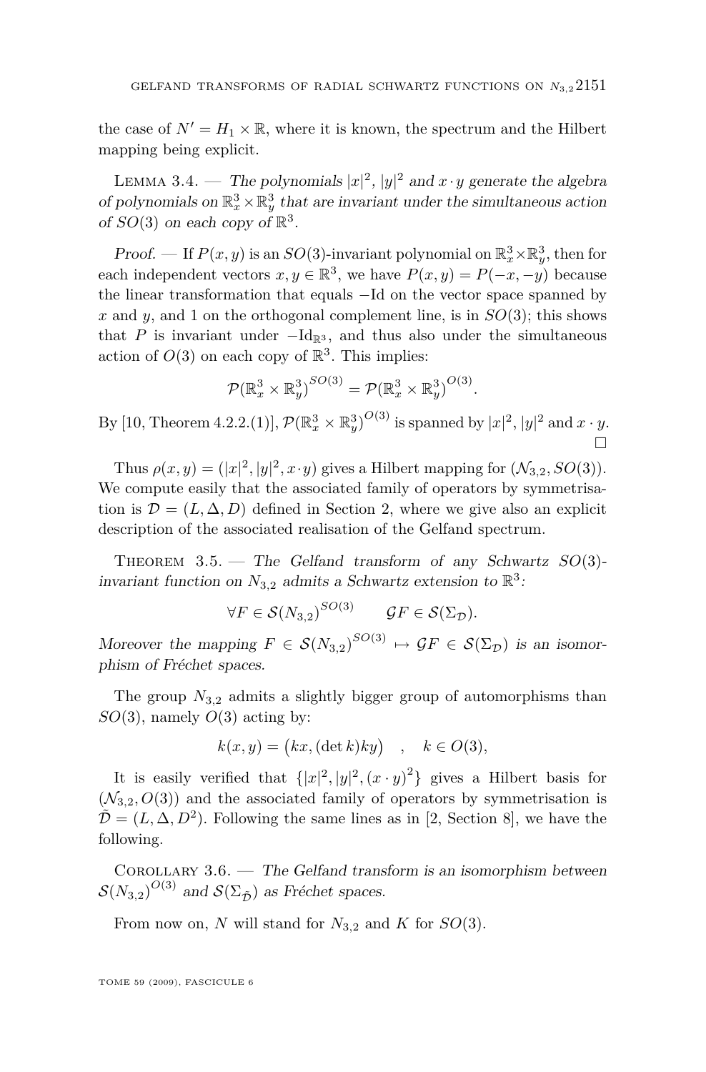the case of $N' = H_1 \times \mathbb{R}$, where it is known, the spectrum and the Hilbert mapping being explicit.

Lemma 3.4. — *The polynomials $|x|^2$, $|y|^2$ and $x \cdot y$ generate the algebra of polynomials on $\mathbb{R}^3_x \times \mathbb{R}^3_y$ that are invariant under the simultaneous action of $SO(3)$ on each copy of $\mathbb{R}^3$.*

*Proof.* — If $P(x, y)$ is an $SO(3)$-invariant polynomial on $\mathbb{R}^3_x \times \mathbb{R}^3_y$, then for each independent vectors $x, y \in \mathbb{R}^3$, we have $P(x, y) = P(-x, -y)$ because the linear transformation that equals $-\mathrm{Id}$ on the vector space spanned by $x$ and $y$, and 1 on the orthogonal complement line, is in $SO(3)$; this shows that $P$ is invariant under $-\mathrm{Id}_{\mathbb{R}^3}$, and thus also under the simultaneous action of $O(3)$ on each copy of $\mathbb{R}^3$. This implies:

$$\mathcal{P}(\mathbb{R}^3_x \times \mathbb{R}^3_y)^{SO(3)} = \mathcal{P}(\mathbb{R}^3_x \times \mathbb{R}^3_y)^{O(3)}.$$

By [10, Theorem 4.2.2.(1)], $\mathcal{P}(\mathbb{R}^3_x \times \mathbb{R}^3_y)^{O(3)}$ is spanned by $|x|^2$, $|y|^2$ and $x \cdot y$. $\square$

Thus $\rho(x, y) = (|x|^2, |y|^2, x \cdot y)$ gives a Hilbert mapping for $(\mathcal{N}_{3,2}, SO(3))$. We compute easily that the associated family of operators by symmetrisation is $\mathcal{D} = (L, \Delta, D)$ defined in Section 2, where we give also an explicit description of the associated realisation of the Gelfand spectrum.

Theorem 3.5. — *The Gelfand transform of any Schwartz $SO(3)$-invariant function on $N_{3,2}$ admits a Schwartz extension to $\mathbb{R}^3$:*

$$\forall F \in \mathcal{S}(N_{3,2})^{SO(3)} \qquad \mathcal{G}F \in \mathcal{S}(\Sigma_{\mathcal{D}}).$$

*Moreover the mapping $F \in \mathcal{S}(N_{3,2})^{SO(3)} \mapsto \mathcal{G}F \in \mathcal{S}(\Sigma_{\mathcal{D}})$ is an isomorphism of Fréchet spaces.*

The group $N_{3,2}$ admits a slightly bigger group of automorphisms than $SO(3)$, namely $O(3)$ acting by:

$$k(x, y) = \big(kx, (\det k) ky\big) \quad , \quad k \in O(3),$$

It is easily verified that $\{|x|^2, |y|^2, (x \cdot y)^2\}$ gives a Hilbert basis for $(\mathcal{N}_{3,2}, O(3))$ and the associated family of operators by symmetrisation is $\tilde{\mathcal{D}} = (L, \Delta, D^2)$. Following the same lines as in [2, Section 8], we have the following.

Corollary 3.6. — *The Gelfand transform is an isomorphism between $\mathcal{S}(N_{3,2})^{O(3)}$ and $\mathcal{S}(\Sigma_{\tilde{\mathcal{D}}})$ as Fréchet spaces.*

From now on, $N$ will stand for $N_{3,2}$ and $K$ for $SO(3)$.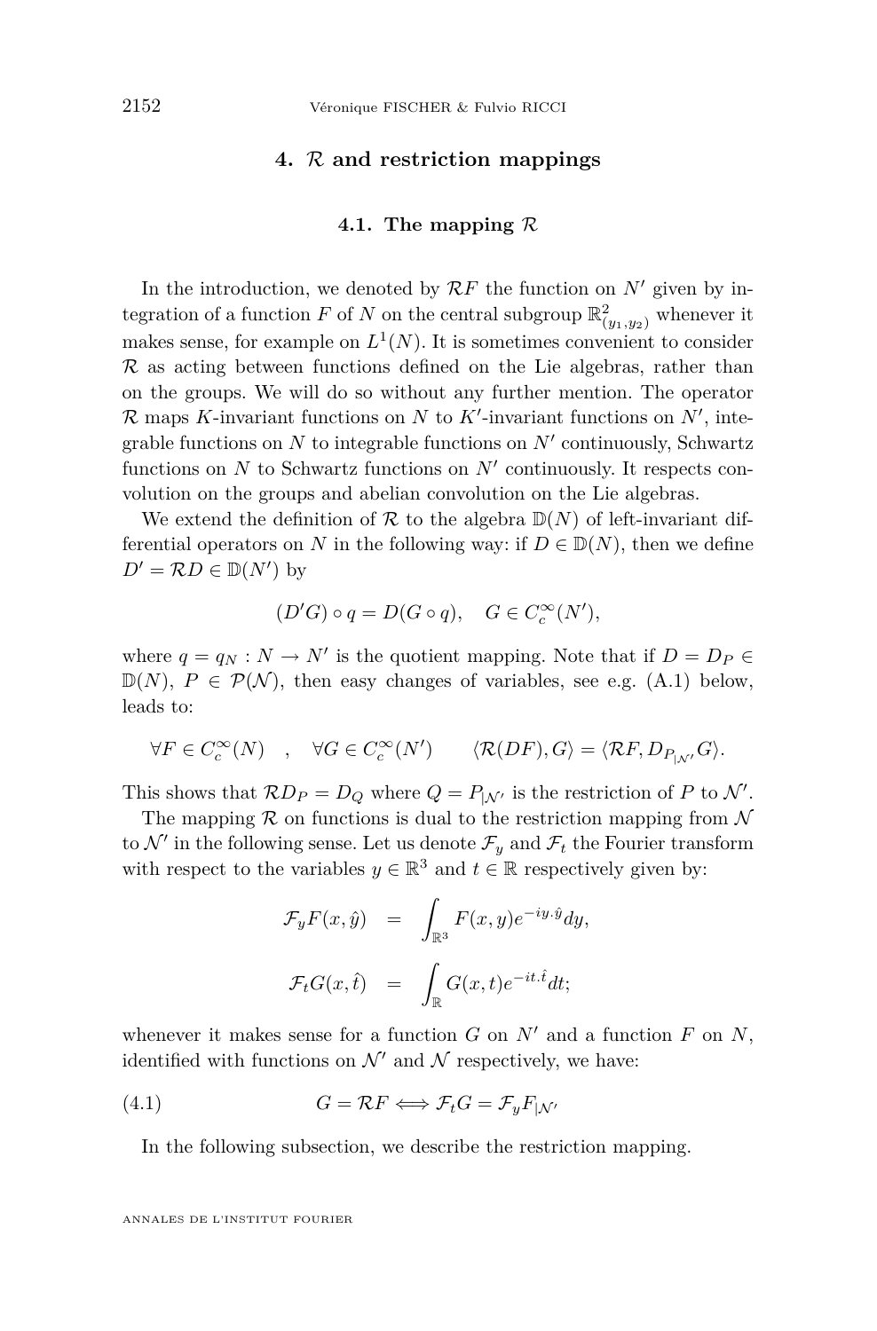## 4. $\mathcal{R}$ and restriction mappings

### 4.1. The mapping $\mathcal{R}$

In the introduction, we denoted by $\mathcal{R}F$ the function on $N'$ given by integration of a function $F$ of $N$ on the central subgroup $\mathbb{R}^2_{(y_1,y_2)}$ whenever it makes sense, for example on $L^1(N)$. It is sometimes convenient to consider $\mathcal{R}$ as acting between functions defined on the Lie algebras, rather than on the groups. We will do so without any further mention. The operator $\mathcal{R}$ maps $K$-invariant functions on $N$ to $K'$-invariant functions on $N'$, integrable functions on $N$ to integrable functions on $N'$ continuously, Schwartz functions on $N$ to Schwartz functions on $N'$ continuously. It respects convolution on the groups and abelian convolution on the Lie algebras.

We extend the definition of $\mathcal{R}$ to the algebra $\mathbb{D}(N)$ of left-invariant differential operators on $N$ in the following way: if $D \in \mathbb{D}(N)$, then we define $D' = \mathcal{R}D \in \mathbb{D}(N')$ by

$$(D'G) \circ q = D(G \circ q), \quad G \in C_c^\infty(N'),$$

where $q = q_N : N \to N'$ is the quotient mapping. Note that if $D = D_P \in \mathbb{D}(N)$, $P \in \mathcal{P}(\mathcal{N})$, then easy changes of variables, see e.g. (A.1) below, leads to:

$$\forall F \in C_c^\infty(N) \quad , \quad \forall G \in C_c^\infty(N') \qquad \langle \mathcal{R}(DF), G\rangle = \langle \mathcal{R}F, D_{P_{|\mathcal{N}'}} G\rangle.$$

This shows that $\mathcal{R}D_P = D_Q$ where $Q = P_{|\mathcal{N}'}$ is the restriction of $P$ to $\mathcal{N}'$.

The mapping $\mathcal{R}$ on functions is dual to the restriction mapping from $\mathcal{N}$ to $\mathcal{N}'$ in the following sense. Let us denote $\mathcal{F}_y$ and $\mathcal{F}_t$ the Fourier transform with respect to the variables $y \in \mathbb{R}^3$ and $t \in \mathbb{R}$ respectively given by:

$$\begin{aligned} \mathcal{F}_y F(x, \hat{y}) &= \int_{\mathbb{R}^3} F(x,y) e^{-iy.\hat{y}} dy, \\ \mathcal{F}_t G(x, \hat{t}) &= \int_{\mathbb{R}} G(x,t) e^{-it.\hat{t}} dt; \end{aligned}$$

whenever it makes sense for a function $G$ on $N'$ and a function $F$ on $N$, identified with functions on $\mathcal{N}'$ and $\mathcal{N}$ respectively, we have:

$$G = \mathcal{R}F \iff \mathcal{F}_t G = \mathcal{F}_y F_{|\mathcal{N}'} \tag{4.1}$$

In the following subsection, we describe the restriction mapping.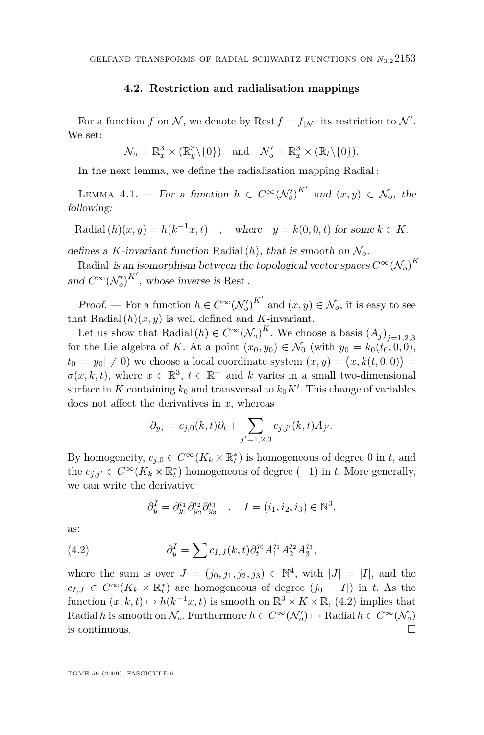### 4.2. Restriction and radialisation mappings

For a function $f$ on $\mathcal{N}$, we denote by $\operatorname{Rest} f = f_{|\mathcal{N}'}$ its restriction to $\mathcal{N}'$. We set:

$$\mathcal{N}_o = \mathbb{R}^3_x \times (\mathbb{R}^3_y \backslash \{0\}) \quad \text{and} \quad \mathcal{N}'_o = \mathbb{R}^3_x \times (\mathbb{R}_t \backslash \{0\}).$$

In the next lemma, we define the radialisation mapping Radial :

Lemma 4.1. — *For a function $h \in C^\infty(\mathcal{N}'_o)^{K'}$ and $(x,y) \in \mathcal{N}_o$, the following:*

$$\operatorname{Radial}(h)(x,y) = h(k^{-1}x, t) \quad , \quad \text{where} \quad y = k(0,0,t) \text{ for some } k \in K.$$

*defines a $K$-invariant function $\operatorname{Radial}(h)$, that is smooth on $\mathcal{N}_o$.*

*Radial is an isomorphism between the topological vector spaces $C^\infty(\mathcal{N}_o)^K$ and $C^\infty(\mathcal{N}'_o)^{K'}$, whose inverse is Rest.*

*Proof.* — For a function $h \in C^\infty(\mathcal{N}'_o)^{K'}$ and $(x,y) \in \mathcal{N}_o$, it is easy to see that $\operatorname{Radial}(h)(x,y)$ is well defined and $K$-invariant.

Let us show that $\operatorname{Radial}(h) \in C^\infty(\mathcal{N}_o)^K$. We choose a basis $(A_j)_{j=1,2,3}$ for the Lie algebra of $K$. At a point $(x_0, y_0) \in \mathcal{N}_0$ (with $y_0 = k_0(t_0, 0, 0)$, $t_0 = |y_0| \neq 0$) we choose a local coordinate system $(x,y) = \big(x, k(t,0,0)\big) = \sigma(x,k,t)$, where $x \in \mathbb{R}^3$, $t \in \mathbb{R}^+$ and $k$ varies in a small two-dimensional surface in $K$ containing $k_0$ and transversal to $k_0 K'$. This change of variables does not affect the derivatives in $x$, whereas

$$\partial_{y_j} = c_{j,0}(k,t)\partial_t + \sum_{j'=1,2,3} c_{j,j'}(k,t) A_{j'}.$$

By homogeneity, $c_{j,0} \in C^\infty(K_k \times \mathbb{R}^*_t)$ is homogeneous of degree 0 in $t$, and the $c_{j,j'} \in C^\infty(K_k \times \mathbb{R}^*_t)$ homogeneous of degree $(-1)$ in $t$. More generally, we can write the derivative

$$\partial^I_y = \partial^{i_1}_{y_1} \partial^{i_2}_{y_2} \partial^{i_3}_{y_3} \quad , \quad I = (i_1, i_2, i_3) \in \mathbb{N}^3,$$

as:

$$\partial^I_y = \sum c_{I,J}(k,t) \partial^{j_0}_t A_1^{j_1} A_2^{j_2} A_3^{j_3}, \tag{4.2}$$

where the sum is over $J = (j_0, j_1, j_2, j_3) \in \mathbb{N}^4$, with $|J| = |I|$, and the $c_{I,J} \in C^\infty(K_k \times \mathbb{R}^*_t)$ are homogeneous of degree $(j_0 - |I|)$ in $t$. As the function $(x; k, t) \mapsto h(k^{-1}x, t)$ is smooth on $\mathbb{R}^3 \times K \times \mathbb{R}$, (4.2) implies that $\operatorname{Radial} h$ is smooth on $\mathcal{N}_o$. Furthermore $h \in C^\infty(\mathcal{N}'_o) \mapsto \operatorname{Radial} h \in C^\infty(\mathcal{N}_o)$ is continuous. □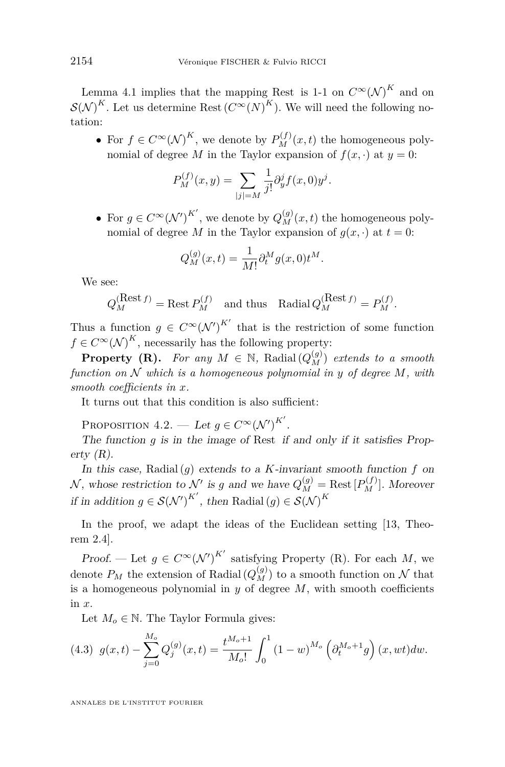Lemma 4.1 implies that the mapping Rest is 1-1 on $C^\infty(\mathcal{N})^K$ and on $\mathcal{S}(\mathcal{N})^K$. Let us determine $\text{Rest}\,(C^\infty(N)^K)$. We will need the following notation:

- For $f \in C^\infty(\mathcal{N})^K$, we denote by $P_M^{(f)}(x,t)$ the homogeneous polynomial of degree $M$ in the Taylor expansion of $f(x,\cdot)$ at $y=0$:
$$P_M^{(f)}(x,y) = \sum_{|j|=M} \frac{1}{j!}\partial_y^j f(x,0) y^j.$$
- For $g \in C^\infty(\mathcal{N}')^{K'}$, we denote by $Q_M^{(g)}(x,t)$ the homogeneous polynomial of degree $M$ in the Taylor expansion of $g(x,\cdot)$ at $t=0$:
$$Q_M^{(g)}(x,t) = \frac{1}{M!}\partial_t^M g(x,0) t^M.$$

We see:
$$Q_M^{(\text{Rest}\, f)} = \text{Rest}\, P_M^{(f)} \quad \text{and thus} \quad \text{Radial}\, Q_M^{(\text{Rest}\, f)} = P_M^{(f)}.$$

Thus a function $g \in C^\infty(\mathcal{N}')^{K'}$ that is the restriction of some function $f \in C^\infty(\mathcal{N})^K$, necessarily has the following property:

**Property (R).** *For any $M \in \mathbb{N}$, $\text{Radial}\,(Q_M^{(g)})$ extends to a smooth function on $\mathcal{N}$ which is a homogeneous polynomial in $y$ of degree $M$, with smooth coefficients in $x$.*

It turns out that this condition is also sufficient:

Proposition 4.2. — *Let $g \in C^\infty(\mathcal{N}')^{K'}$.*

*The function $g$ is in the image of Rest if and only if it satisfies Property (R).*

*In this case, $\text{Radial}\,(g)$ extends to a $K$-invariant smooth function $f$ on $\mathcal{N}$, whose restriction to $\mathcal{N}'$ is $g$ and we have $Q_M^{(g)} = \text{Rest}\,[P_M^{(f)}]$. Moreover if in addition $g \in \mathcal{S}(\mathcal{N}')^{K'}$, then $\text{Radial}\,(g) \in \mathcal{S}(\mathcal{N})^K$*

In the proof, we adapt the ideas of the Euclidean setting [13, Theorem 2.4].

*Proof.* — Let $g \in C^\infty(\mathcal{N}')^{K'}$ satisfying Property (R). For each $M$, we denote $P_M$ the extension of $\text{Radial}\,(Q_M^{(g)})$ to a smooth function on $\mathcal{N}$ that is a homogeneous polynomial in $y$ of degree $M$, with smooth coefficients in $x$.

Let $M_o \in \mathbb{N}$. The Taylor Formula gives:

$$g(x,t) - \sum_{j=0}^{M_o} Q_j^{(g)}(x,t) = \frac{t^{M_o+1}}{M_o!}\int_0^1 (1-w)^{M_o}\left(\partial_t^{M_o+1} g\right)(x,wt)dw. \tag{4.3}$$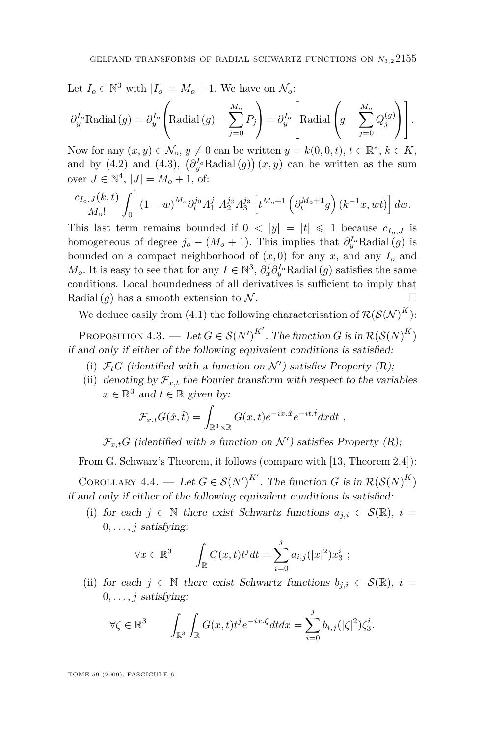Let $I_o \in \mathbb{N}^3$ with $|I_o| = M_o + 1$. We have on $\mathcal{N}_o$:

$$\partial_y^{I_o} \text{Radial}\,(g) = \partial_y^{I_o} \left( \text{Radial}\,(g) - \sum_{j=0}^{M_o} P_j \right) = \partial_y^{I_o} \left[ \text{Radial} \left( g - \sum_{j=0}^{M_o} Q_j^{(g)} \right) \right].$$

Now for any $(x, y) \in \mathcal{N}_o$, $y \neq 0$ can be written $y = k(0, 0, t)$, $t \in \mathbb{R}^*$, $k \in K$, and by (4.2) and (4.3), $\left(\partial_y^{I_o} \text{Radial}\,(g)\right)(x, y)$ can be written as the sum over $J \in \mathbb{N}^4$, $|J| = M_o + 1$, of:

$$\frac{c_{I_o,J}(k,t)}{M_o!} \int_0^1 (1-w)^{M_o} \partial_t^{j_0} A_1^{j_1} A_2^{j_2} A_3^{j_3} \left[ t^{M_o+1} \left( \partial_t^{M_o+1} g \right)(k^{-1}x, wt) \right] dw.$$

This last term remains bounded if $0 < |y| = |t| \leqslant 1$ because $c_{I_o,J}$ is homogeneous of degree $j_o - (M_o + 1)$. This implies that $\partial_y^{I_o} \text{Radial}\,(g)$ is bounded on a compact neighborhood of $(x, 0)$ for any $x$, and any $I_o$ and $M_o$. It is easy to see that for any $I \in \mathbb{N}^3$, $\partial_x^I \partial_y^{I_o} \text{Radial}\,(g)$ satisfies the same conditions. Local boundedness of all derivatives is sufficient to imply that $\text{Radial}\,(g)$ has a smooth extension to $\mathcal{N}$. $\square$

We deduce easily from (4.1) the following characterisation of $\mathcal{R}(\mathcal{S}(\mathcal{N})^K)$:

Proposition 4.3. — *Let $G \in \mathcal{S}(N')^{K'}$. The function $G$ is in $\mathcal{R}(\mathcal{S}(N)^K)$ if and only if either of the following equivalent conditions is satisfied:*

(i) *$\mathcal{F}_t G$ (identified with a function on $\mathcal{N}'$) satisfies Property (R);*

(ii) *denoting by $\mathcal{F}_{x,t}$ the Fourier transform with respect to the variables $x \in \mathbb{R}^3$ and $t \in \mathbb{R}$ given by:*

$$\mathcal{F}_{x,t} G(\hat{x}, \hat{t}) = \int_{\mathbb{R}^3 \times \mathbb{R}} G(x,t) e^{-ix.\hat{x}} e^{-it.\hat{t}} dx dt \ ,$$

*$\mathcal{F}_{x,t} G$ (identified with a function on $\mathcal{N}'$) satisfies Property (R);*

From G. Schwarz's Theorem, it follows (compare with [13, Theorem 2.4]):

Corollary 4.4. — *Let $G \in \mathcal{S}(N')^{K'}$. The function $G$ is in $\mathcal{R}(\mathcal{S}(N)^K)$ if and only if either of the following equivalent conditions is satisfied:*

(i) *for each $j \in \mathbb{N}$ there exist Schwartz functions $a_{j,i} \in \mathcal{S}(\mathbb{R})$, $i = 0, \ldots, j$ satisfying:*

$$\forall x \in \mathbb{R}^3 \qquad \int_{\mathbb{R}} G(x,t) t^j dt = \sum_{i=0}^{j} a_{i,j}(|x|^2) x_3^i \ ;$$

(ii) *for each $j \in \mathbb{N}$ there exist Schwartz functions $b_{j,i} \in \mathcal{S}(\mathbb{R})$, $i = 0, \ldots, j$ satisfying:*

$$\forall \zeta \in \mathbb{R}^3 \qquad \int_{\mathbb{R}^3} \int_{\mathbb{R}} G(x,t) t^j e^{-ix.\zeta} dt dx = \sum_{i=0}^{j} b_{i,j}(|\zeta|^2) \zeta_3^i.$$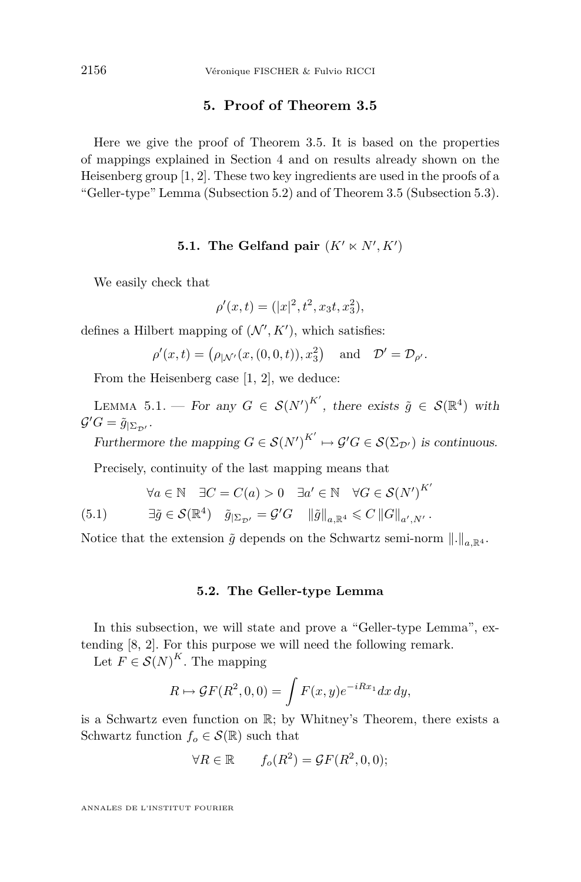## 5. Proof of Theorem 3.5

Here we give the proof of Theorem 3.5. It is based on the properties of mappings explained in Section 4 and on results already shown on the Heisenberg group [1, 2]. These two key ingredients are used in the proofs of a "Geller-type" Lemma (Subsection 5.2) and of Theorem 3.5 (Subsection 5.3).

### 5.1. The Gelfand pair $(K' \ltimes N', K')$

We easily check that

$$\rho'(x,t) = (|x|^2, t^2, x_3 t, x_3^2),$$

defines a Hilbert mapping of $(\mathcal{N}', K')$, which satisfies:

$$\rho'(x,t) = \left(\rho_{|\mathcal{N}'}(x,(0,0,t)), x_3^2\right) \quad \text{and} \quad \mathcal{D}' = \mathcal{D}_{\rho'}.$$

From the Heisenberg case [1, 2], we deduce:

Lemma 5.1. — *For any $G \in \mathcal{S}(N')^{K'}$, there exists $\tilde{g} \in \mathcal{S}(\mathbb{R}^4)$ with $\mathcal{G}'G = \tilde{g}_{|\Sigma_{\mathcal{D}'}}$.*

*Furthermore the mapping $G \in \mathcal{S}(N')^{K'} \mapsto \mathcal{G}'G \in \mathcal{S}(\Sigma_{\mathcal{D}'})$ is continuous.*

Precisely, continuity of the last mapping means that

$$\begin{aligned} &\forall a \in \mathbb{N} \quad \exists C = C(a) > 0 \quad \exists a' \in \mathbb{N} \quad \forall G \in \mathcal{S}(N')^{K'} \\ &\exists \tilde{g} \in \mathcal{S}(\mathbb{R}^4) \quad \tilde{g}_{|\Sigma_{\mathcal{D}'}} = \mathcal{G}'G \quad \|\tilde{g}\|_{a,\mathbb{R}^4} \leqslant C \|G\|_{a',N'}. \end{aligned} \tag{5.1}$$

Notice that the extension $\tilde{g}$ depends on the Schwartz semi-norm $\|.\|_{a,\mathbb{R}^4}$.

### 5.2. The Geller-type Lemma

In this subsection, we will state and prove a "Geller-type Lemma", extending [8, 2]. For this purpose we will need the following remark.

Let $F \in \mathcal{S}(N)^K$. The mapping

$$R \mapsto \mathcal{G}F(R^2, 0, 0) = \int F(x,y) e^{-iRx_1} dx\, dy,$$

is a Schwartz even function on $\mathbb{R}$; by Whitney's Theorem, there exists a Schwartz function $f_o \in \mathcal{S}(\mathbb{R})$ such that

$$\forall R \in \mathbb{R} \qquad f_o(R^2) = \mathcal{G}F(R^2, 0, 0);$$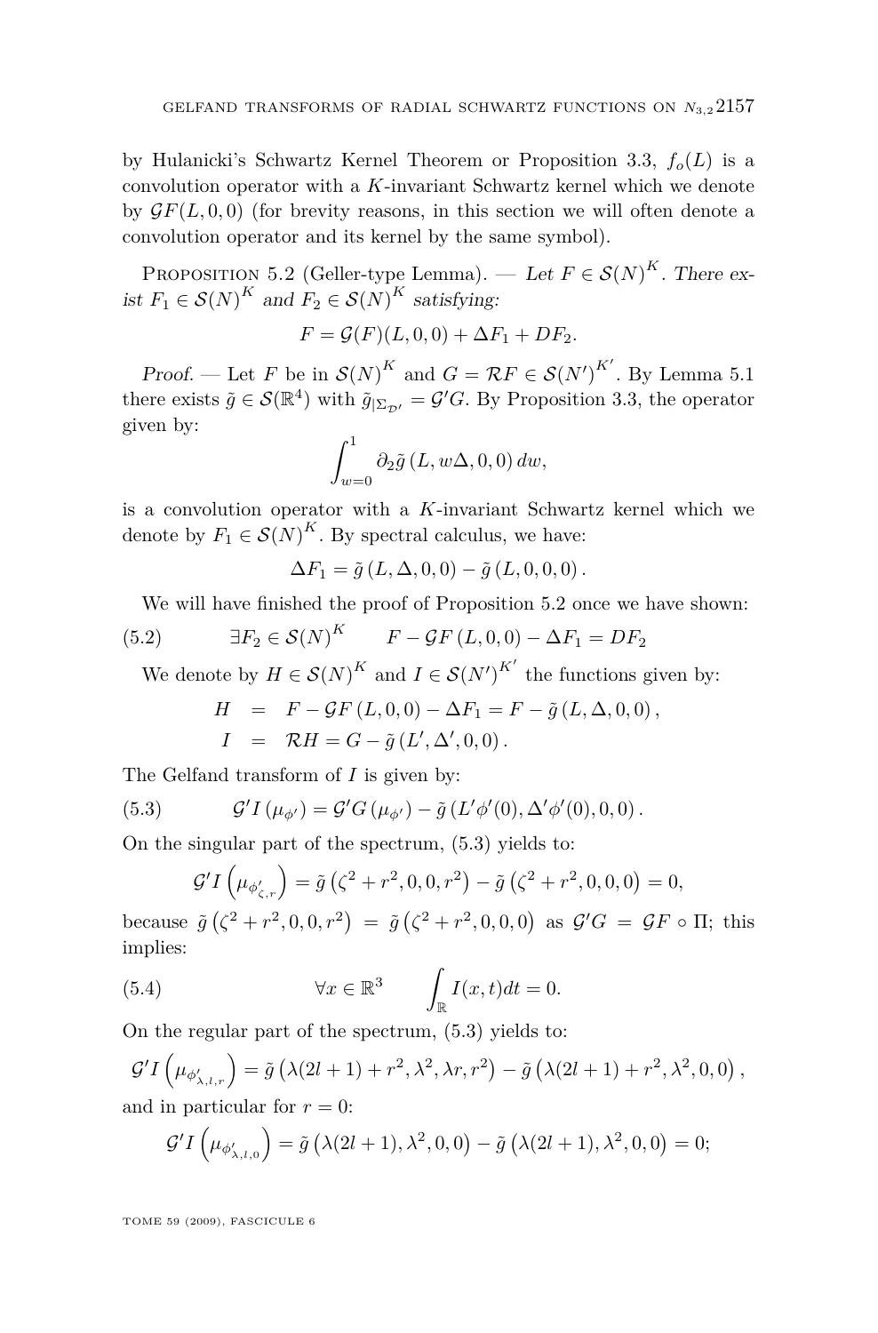by Hulanicki's Schwartz Kernel Theorem or Proposition 3.3, $f_o(L)$ is a convolution operator with a $K$-invariant Schwartz kernel which we denote by $\mathcal{G}F(L,0,0)$ (for brevity reasons, in this section we will often denote a convolution operator and its kernel by the same symbol).

Proposition 5.2 (Geller-type Lemma). — *Let $F \in \mathcal{S}(N)^K$. There exist $F_1 \in \mathcal{S}(N)^K$ and $F_2 \in \mathcal{S}(N)^K$ satisfying:*

$$F = \mathcal{G}(F)(L,0,0) + \Delta F_1 + DF_2.$$

*Proof.* — Let $F$ be in $\mathcal{S}(N)^K$ and $G = \mathcal{R}F \in \mathcal{S}(N')^{K'}$. By Lemma 5.1 there exists $\tilde{g} \in \mathcal{S}(\mathbb{R}^4)$ with $\tilde{g}_{|\Sigma_{\mathcal{D}'}} = \mathcal{G}'G$. By Proposition 3.3, the operator given by:

$$\int_{w=0}^{1} \partial_2 \tilde{g}\left(L, w\Delta, 0, 0\right) dw,$$

is a convolution operator with a $K$-invariant Schwartz kernel which we denote by $F_1 \in \mathcal{S}(N)^K$. By spectral calculus, we have:

$$\Delta F_1 = \tilde{g}\left(L, \Delta, 0, 0\right) - \tilde{g}\left(L, 0, 0, 0\right).$$

We will have finished the proof of Proposition 5.2 once we have shown:

$$\exists F_2 \in \mathcal{S}(N)^K \qquad F - \mathcal{G}F\left(L,0,0\right) - \Delta F_1 = DF_2 \tag{5.2}$$

We denote by $H \in \mathcal{S}(N)^K$ and $I \in \mathcal{S}(N')^{K'}$ the functions given by:

$$\begin{aligned} H &= F - \mathcal{G}F\left(L,0,0\right) - \Delta F_1 = F - \tilde{g}\left(L, \Delta, 0, 0\right), \\ I &= \mathcal{R}H = G - \tilde{g}\left(L', \Delta', 0, 0\right). \end{aligned}$$

The Gelfand transform of $I$ is given by:

$$\mathcal{G}'I\left(\mu_{\phi'}\right) = \mathcal{G}'G\left(\mu_{\phi'}\right) - \tilde{g}\left(L'\phi'(0), \Delta'\phi'(0), 0, 0\right). \tag{5.3}$$

On the singular part of the spectrum, (5.3) yields to:

$$\mathcal{G}'I\left(\mu_{\phi'_{\zeta,r}}\right) = \tilde{g}\left(\zeta^2 + r^2, 0, 0, r^2\right) - \tilde{g}\left(\zeta^2 + r^2, 0, 0, 0\right) = 0,$$

because $\tilde{g}\left(\zeta^2 + r^2, 0, 0, r^2\right) = \tilde{g}\left(\zeta^2 + r^2, 0, 0, 0\right)$ as $\mathcal{G}'G = \mathcal{G}F \circ \Pi$; this implies:

$$\forall x \in \mathbb{R}^3 \qquad \int_{\mathbb{R}} I(x,t)dt = 0. \tag{5.4}$$

On the regular part of the spectrum, (5.3) yields to:

$$\mathcal{G}'I\left(\mu_{\phi'_{\lambda,l,r}}\right) = \tilde{g}\left(\lambda(2l+1) + r^2, \lambda^2, \lambda r, r^2\right) - \tilde{g}\left(\lambda(2l+1) + r^2, \lambda^2, 0, 0\right),$$

and in particular for $r=0$:

$$\mathcal{G}'I\left(\mu_{\phi'_{\lambda,l,0}}\right) = \tilde{g}\left(\lambda(2l+1), \lambda^2, 0, 0\right) - \tilde{g}\left(\lambda(2l+1), \lambda^2, 0, 0\right) = 0;$$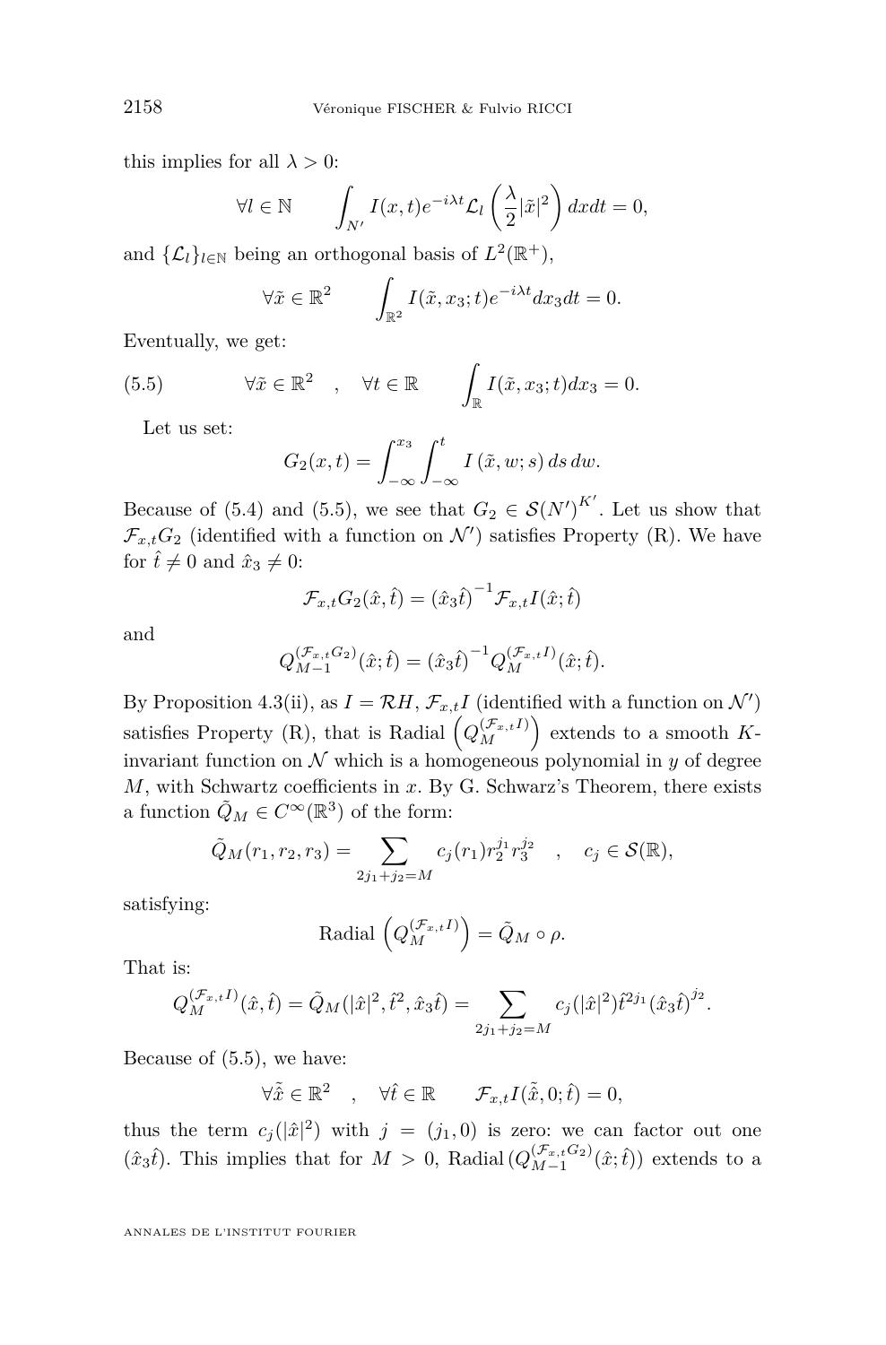this implies for all $\lambda > 0$:

$$\forall l \in \mathbb{N} \qquad \int_{N'} I(x,t) e^{-i\lambda t} \mathcal{L}_l \left( \frac{\lambda}{2} |\tilde{x}|^2 \right) dx dt = 0,$$

and $\{\mathcal{L}_l\}_{l \in \mathbb{N}}$ being an orthogonal basis of $L^2(\mathbb{R}^+)$,

$$\forall \tilde{x} \in \mathbb{R}^2 \qquad \int_{\mathbb{R}^2} I(\tilde{x}, x_3; t) e^{-i\lambda t} dx_3 dt = 0.$$

Eventually, we get:

$$\forall \tilde{x} \in \mathbb{R}^2 \quad , \quad \forall t \in \mathbb{R} \qquad \int_{\mathbb{R}} I(\tilde{x}, x_3; t) dx_3 = 0. \tag{5.5}$$

Let us set:

$$G_2(x,t) = \int_{-\infty}^{x_3} \int_{-\infty}^{t} I\left(\tilde{x}, w; s\right) ds \, dw.$$

Because of (5.4) and (5.5), we see that $G_2 \in \mathcal{S}(N')^{K'}$. Let us show that $\mathcal{F}_{x,t} G_2$ (identified with a function on $\mathcal{N}'$) satisfies Property (R). We have for $\hat{t} \neq 0$ and $\hat{x}_3 \neq 0$:

$$\mathcal{F}_{x,t} G_2(\hat{x}, \hat{t}) = \left(\hat{x}_3 \hat{t}\right)^{-1} \mathcal{F}_{x,t} I(\hat{x}; \hat{t})$$

and

$$Q_{M-1}^{(\mathcal{F}_{x,t} G_2)}(\hat{x}; \hat{t}) = \left(\hat{x}_3 \hat{t}\right)^{-1} Q_M^{(\mathcal{F}_{x,t} I)}(\hat{x}; \hat{t}).$$

By Proposition 4.3(ii), as $I = \mathcal{R} H$, $\mathcal{F}_{x,t} I$ (identified with a function on $\mathcal{N}'$) satisfies Property (R), that is Radial $\left(Q_M^{(\mathcal{F}_{x,t} I)}\right)$ extends to a smooth $K$-invariant function on $\mathcal{N}$ which is a homogeneous polynomial in $y$ of degree $M$, with Schwartz coefficients in $x$. By G. Schwarz's Theorem, there exists a function $\tilde{Q}_M \in C^\infty(\mathbb{R}^3)$ of the form:

$$\tilde{Q}_M(r_1, r_2, r_3) = \sum_{2j_1 + j_2 = M} c_j(r_1) r_2^{j_1} r_3^{j_2} \quad , \quad c_j \in \mathcal{S}(\mathbb{R}),$$

satisfying:

$$\text{Radial}\left(Q_M^{(\mathcal{F}_{x,t} I)}\right) = \tilde{Q}_M \circ \rho.$$

That is:

$$Q_M^{(\mathcal{F}_{x,t} I)}(\hat{x}, \hat{t}) = \tilde{Q}_M(|\hat{x}|^2, \hat{t}^2, \hat{x}_3 \hat{t}) = \sum_{2j_1 + j_2 = M} c_j(|\hat{x}|^2) \hat{t}^{2j_1} \left(\hat{x}_3 \hat{t}\right)^{j_2}.$$

Because of (5.5), we have:

$$\forall \tilde{\hat{x}} \in \mathbb{R}^2 \quad , \quad \forall \hat{t} \in \mathbb{R} \qquad \mathcal{F}_{x,t} I(\tilde{\hat{x}}, 0; \hat{t}) = 0,$$

thus the term $c_j(|\hat{x}|^2)$ with $j = (j_1, 0)$ is zero: we can factor out one $(\hat{x}_3 \hat{t})$. This implies that for $M > 0$, $\text{Radial}\,(Q_{M-1}^{(\mathcal{F}_{x,t} G_2)}(\hat{x}; \hat{t}))$ extends to a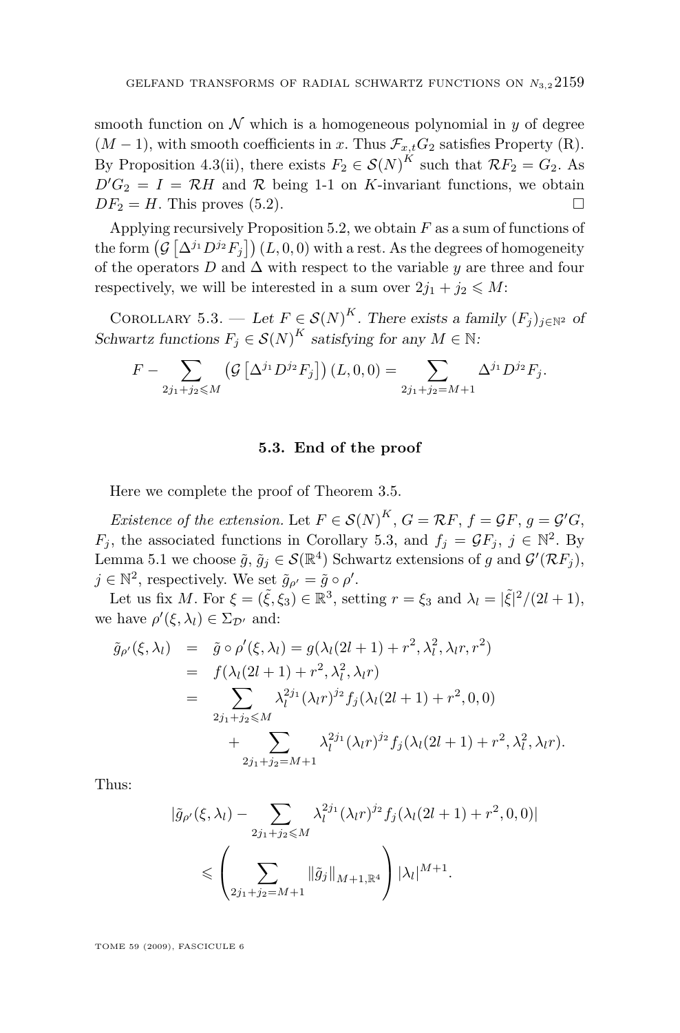smooth function on $\mathcal{N}$ which is a homogeneous polynomial in $y$ of degree $(M-1)$, with smooth coefficients in $x$. Thus $\mathcal{F}_{x,t}G_2$ satisfies Property (R). By Proposition 4.3(ii), there exists $F_2 \in \mathcal{S}(N)^K$ such that $\mathcal{R}F_2 = G_2$. As $D'G_2 = I = \mathcal{R}H$ and $\mathcal{R}$ being 1-1 on $K$-invariant functions, we obtain $DF_2 = H$. This proves (5.2). $\square$

Applying recursively Proposition 5.2, we obtain $F$ as a sum of functions of the form $\left(\mathcal{G}\left[\Delta^{j_1} D^{j_2} F_j\right]\right)(L,0,0)$ with a rest. As the degrees of homogeneity of the operators $D$ and $\Delta$ with respect to the variable $y$ are three and four respectively, we will be interested in a sum over $2j_1 + j_2 \leqslant M$:

Corollary 5.3. — *Let $F \in \mathcal{S}(N)^K$. There exists a family $(F_j)_{j\in\mathbb{N}^2}$ of Schwartz functions $F_j \in \mathcal{S}(N)^K$ satisfying for any $M \in \mathbb{N}$:*

$$F - \sum_{2j_1+j_2\leqslant M} \left(\mathcal{G}\left[\Delta^{j_1} D^{j_2} F_j\right]\right)(L,0,0) = \sum_{2j_1+j_2=M+1} \Delta^{j_1} D^{j_2} F_j.$$

### 5.3. End of the proof

Here we complete the proof of Theorem 3.5.

*Existence of the extension.* Let $F \in \mathcal{S}(N)^K$, $G = \mathcal{R}F$, $f = \mathcal{G}F$, $g = \mathcal{G}'G$, $F_j$, the associated functions in Corollary 5.3, and $f_j = \mathcal{G}F_j$, $j \in \mathbb{N}^2$. By Lemma 5.1 we choose $\tilde{g}, \tilde{g}_j \in \mathcal{S}(\mathbb{R}^4)$ Schwartz extensions of $g$ and $\mathcal{G}'(\mathcal{R}F_j)$, $j \in \mathbb{N}^2$, respectively. We set $\tilde{g}_{\rho'} = \tilde{g} \circ \rho'$.

Let us fix $M$. For $\xi = (\tilde{\xi}, \xi_3) \in \mathbb{R}^3$, setting $r = \xi_3$ and $\lambda_l = |\tilde{\xi}|^2/(2l+1)$, we have $\rho'(\xi, \lambda_l) \in \Sigma_{\mathcal{D}'}$ and:

$$\begin{aligned}
\tilde{g}_{\rho'}(\xi, \lambda_l) &= \tilde{g} \circ \rho'(\xi, \lambda_l) = g(\lambda_l(2l+1) + r^2, \lambda_l^2, \lambda_l r, r^2) \\
&= f(\lambda_l(2l+1) + r^2, \lambda_l^2, \lambda_l r) \\
&= \sum_{2j_1+j_2\leqslant M} \lambda_l^{2j_1} (\lambda_l r)^{j_2} f_j(\lambda_l(2l+1) + r^2, 0, 0) \\
&\quad + \sum_{2j_1+j_2=M+1} \lambda_l^{2j_1} (\lambda_l r)^{j_2} f_j(\lambda_l(2l+1) + r^2, \lambda_l^2, \lambda_l r).
\end{aligned}$$

Thus:

$$\begin{aligned}
&|\tilde{g}_{\rho'}(\xi, \lambda_l) - \sum_{2j_1+j_2\leqslant M} \lambda_l^{2j_1} (\lambda_l r)^{j_2} f_j(\lambda_l(2l+1) + r^2, 0, 0)| \\
&\qquad \leqslant \left( \sum_{2j_1+j_2=M+1} \|\tilde{g}_j\|_{M+1,\mathbb{R}^4} \right) |\lambda_l|^{M+1}.
\end{aligned}$$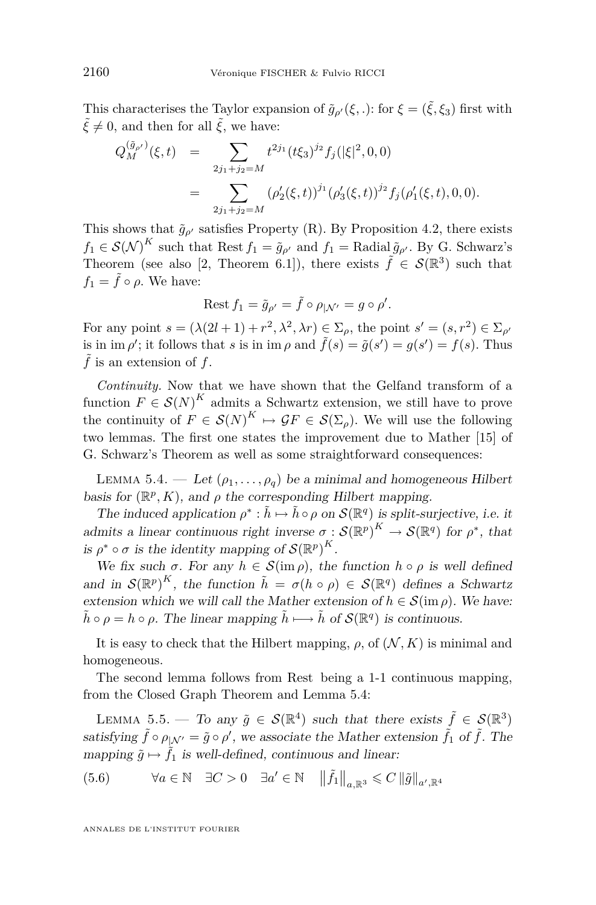This characterises the Taylor expansion of $\tilde{g}_{\rho'}(\xi, .)$: for $\xi = (\tilde{\xi}, \xi_3)$ first with $\tilde{\xi} \neq 0$, and then for all $\tilde{\xi}$, we have:

$$
\begin{aligned}
Q_M^{(\tilde{g}_{\rho'})}(\xi, t) &= \sum_{2j_1+j_2=M} t^{2j_1}(t\xi_3)^{j_2} f_j(|\xi|^2, 0, 0) \\
&= \sum_{2j_1+j_2=M} (\rho_2'(\xi,t))^{j_1}(\rho_3'(\xi,t))^{j_2} f_j(\rho_1'(\xi,t), 0, 0).
\end{aligned}
$$

This shows that $\tilde{g}_{\rho'}$ satisfies Property (R). By Proposition 4.2, there exists $f_1 \in \mathcal{S}(\mathcal{N})^K$ such that $\operatorname{Rest} f_1 = \tilde{g}_{\rho'}$ and $f_1 = \operatorname{Radial} \tilde{g}_{\rho'}$. By G. Schwarz's Theorem (see also [2, Theorem 6.1]), there exists $\tilde{f} \in \mathcal{S}(\mathbb{R}^3)$ such that $f_1 = \tilde{f} \circ \rho$. We have:

$$
\operatorname{Rest} f_1 = \tilde{g}_{\rho'} = \tilde{f} \circ \rho_{|\mathcal{N}'} = g \circ \rho'.
$$

For any point $s = (\lambda(2l+1) + r^2, \lambda^2, \lambda r) \in \Sigma_\rho$, the point $s' = (s, r^2) \in \Sigma_{\rho'}$ is in $\operatorname{im} \rho'$; it follows that $s$ is in $\operatorname{im} \rho$ and $\tilde{f}(s) = \tilde{g}(s') = g(s') = f(s)$. Thus $\tilde{f}$ is an extension of $f$.

*Continuity.* Now that we have shown that the Gelfand transform of a function $F \in \mathcal{S}(N)^K$ admits a Schwartz extension, we still have to prove the continuity of $F \in \mathcal{S}(N)^K \mapsto \mathcal{G}F \in \mathcal{S}(\Sigma_\rho)$. We will use the following two lemmas. The first one states the improvement due to Mather [15] of G. Schwarz's Theorem as well as some straightforward consequences:

Lemma 5.4. — *Let $(\rho_1, \ldots, \rho_q)$ be a minimal and homogeneous Hilbert basis for $(\mathbb{R}^p, K)$, and $\rho$ the corresponding Hilbert mapping.*

*The induced application $\rho^* : \tilde{h} \mapsto \tilde{h} \circ \rho$ on $\mathcal{S}(\mathbb{R}^q)$ is split-surjective, i.e. it admits a linear continuous right inverse $\sigma : \mathcal{S}(\mathbb{R}^p)^K \to \mathcal{S}(\mathbb{R}^q)$ for $\rho^*$, that is $\rho^* \circ \sigma$ is the identity mapping of $\mathcal{S}(\mathbb{R}^p)^K$.*

*We fix such $\sigma$. For any $h \in \mathcal{S}(\operatorname{im} \rho)$, the function $h \circ \rho$ is well defined and in $\mathcal{S}(\mathbb{R}^p)^K$, the function $\tilde{h} = \sigma(h \circ \rho) \in \mathcal{S}(\mathbb{R}^q)$ defines a Schwartz extension which we will call the Mather extension of $h \in \mathcal{S}(\operatorname{im} \rho)$. We have: $\tilde{h} \circ \rho = h \circ \rho$. The linear mapping $\tilde{h} \longmapsto \tilde{h}$ of $\mathcal{S}(\mathbb{R}^q)$ is continuous.*

It is easy to check that the Hilbert mapping, $\rho$, of $(\mathcal{N}, K)$ is minimal and homogeneous.

The second lemma follows from $\operatorname{Rest}$ being a 1-1 continuous mapping, from the Closed Graph Theorem and Lemma 5.4:

Lemma 5.5. — *To any $\tilde{g} \in \mathcal{S}(\mathbb{R}^4)$ such that there exists $\tilde{f} \in \mathcal{S}(\mathbb{R}^3)$ satisfying $\tilde{f} \circ \rho_{|\mathcal{N}'} = \tilde{g} \circ \rho'$, we associate the Mather extension $\tilde{f}_1$ of $\tilde{f}$. The mapping $\tilde{g} \mapsto \tilde{f}_1$ is well-defined, continuous and linear:*

$$
\forall a \in \mathbb{N} \quad \exists C > 0 \quad \exists a' \in \mathbb{N} \quad \left\| \tilde{f}_1 \right\|_{a, \mathbb{R}^3} \leqslant C \left\| \tilde{g} \right\|_{a', \mathbb{R}^4} \tag{5.6}
$$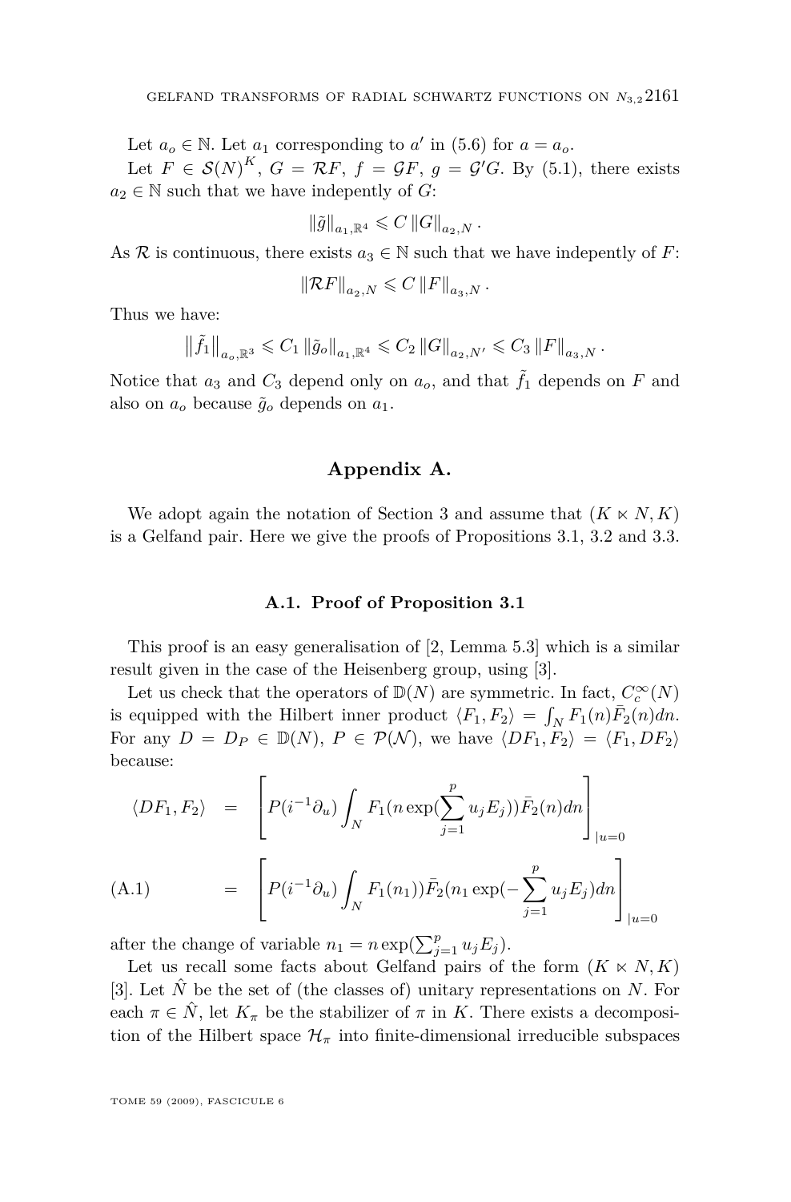Let $a_o \in \mathbb{N}$. Let $a_1$ corresponding to $a'$ in (5.6) for $a = a_o$.

Let $F \in \mathcal{S}(N)^K$, $G = \mathcal{R}F$, $f = \mathcal{G}F$, $g = \mathcal{G}'G$. By (5.1), there exists $a_2 \in \mathbb{N}$ such that we have indepently of $G$:

$$\|\tilde{g}\|_{a_1,\mathbb{R}^4} \leqslant C \|G\|_{a_2,N} .$$

As $\mathcal{R}$ is continuous, there exists $a_3 \in \mathbb{N}$ such that we have indepently of $F$:

$$\|\mathcal{R}F\|_{a_2,N} \leqslant C \|F\|_{a_3,N} .$$

Thus we have:

$$\left\|\tilde{f}_1\right\|_{a_o,\mathbb{R}^3} \leqslant C_1 \|\tilde{g}_o\|_{a_1,\mathbb{R}^4} \leqslant C_2 \|G\|_{a_2,N'} \leqslant C_3 \|F\|_{a_3,N} .$$

Notice that $a_3$ and $C_3$ depend only on $a_o$, and that $\tilde{f}_1$ depends on $F$ and also on $a_o$ because $\tilde{g}_o$ depends on $a_1$.

## Appendix A.

We adopt again the notation of Section 3 and assume that $(K \ltimes N, K)$ is a Gelfand pair. Here we give the proofs of Propositions 3.1, 3.2 and 3.3.

### A.1. Proof of Proposition 3.1

This proof is an easy generalisation of [2, Lemma 5.3] which is a similar result given in the case of the Heisenberg group, using [3].

Let us check that the operators of $\mathbb{D}(N)$ are symmetric. In fact, $C_c^\infty(N)$ is equipped with the Hilbert inner product $\langle F_1, F_2\rangle = \int_N F_1(n)\bar{F}_2(n)dn$. For any $D = D_P \in \mathbb{D}(N)$, $P \in \mathcal{P}(\mathcal{N})$, we have $\langle DF_1, F_2\rangle = \langle F_1, DF_2\rangle$ because:

$$\begin{aligned}
\langle DF_1, F_2\rangle &= \left[P(i^{-1}\partial_u)\int_N F_1(n\exp(\sum_{j=1}^p u_jE_j))\bar{F}_2(n)dn\right]_{|u=0} \\
&= \left[P(i^{-1}\partial_u)\int_N F_1(n_1))\bar{F}_2(n_1\exp(-\sum_{j=1}^p u_jE_j)dn\right]_{|u=0} \qquad \text{(A.1)}
\end{aligned}$$

after the change of variable $n_1 = n\exp(\sum_{j=1}^p u_jE_j)$.

Let us recall some facts about Gelfand pairs of the form $(K \ltimes N, K)$ [3]. Let $\hat{N}$ be the set of (the classes of) unitary representations on $N$. For each $\pi \in \hat{N}$, let $K_\pi$ be the stabilizer of $\pi$ in $K$. There exists a decomposition of the Hilbert space $\mathcal{H}_\pi$ into finite-dimensional irreducible subspaces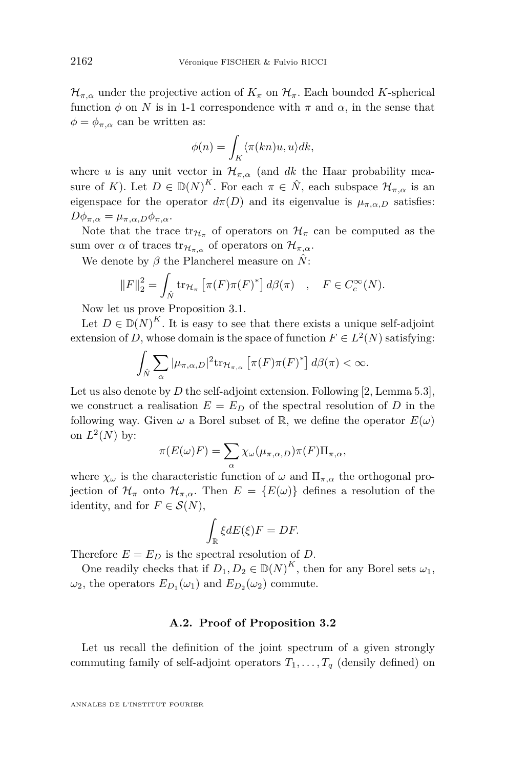$\mathcal{H}_{\pi,\alpha}$ under the projective action of $K_\pi$ on $\mathcal{H}_\pi$. Each bounded $K$-spherical function $\phi$ on $N$ is in 1-1 correspondence with $\pi$ and $\alpha$, in the sense that $\phi = \phi_{\pi,\alpha}$ can be written as:

$$\phi(n) = \int_K \langle \pi(kn)u, u\rangle dk,$$

where $u$ is any unit vector in $\mathcal{H}_{\pi,\alpha}$ (and $dk$ the Haar probability measure of $K$). Let $D \in \mathbb{D}(N)^K$. For each $\pi \in \hat{N}$, each subspace $\mathcal{H}_{\pi,\alpha}$ is an eigenspace for the operator $d\pi(D)$ and its eigenvalue is $\mu_{\pi,\alpha,D}$ satisfies: $D\phi_{\pi,\alpha} = \mu_{\pi,\alpha,D}\phi_{\pi,\alpha}$.

Note that the trace $\mathrm{tr}_{\mathcal{H}_\pi}$ of operators on $\mathcal{H}_\pi$ can be computed as the sum over $\alpha$ of traces $\mathrm{tr}_{\mathcal{H}_{\pi,\alpha}}$ of operators on $\mathcal{H}_{\pi,\alpha}$.

We denote by $\beta$ the Plancherel measure on $\hat{N}$:

$$\|F\|_2^2 = \int_{\hat{N}} \mathrm{tr}_{\mathcal{H}_\pi}\left[\pi(F)\pi(F)^*\right] d\beta(\pi) \quad , \quad F \in C_c^\infty(N).$$

Now let us prove Proposition 3.1.

Let $D \in \mathbb{D}(N)^K$. It is easy to see that there exists a unique self-adjoint extension of $D$, whose domain is the space of function $F \in L^2(N)$ satisfying:

$$\int_{\hat{N}} \sum_\alpha |\mu_{\pi,\alpha,D}|^2 \mathrm{tr}_{\mathcal{H}_{\pi,\alpha}}\left[\pi(F)\pi(F)^*\right] d\beta(\pi) < \infty.$$

Let us also denote by $D$ the self-adjoint extension. Following [2, Lemma 5.3], we construct a realisation $E = E_D$ of the spectral resolution of $D$ in the following way. Given $\omega$ a Borel subset of $\mathbb{R}$, we define the operator $E(\omega)$ on $L^2(N)$ by:

$$\pi(E(\omega)F) = \sum_\alpha \chi_\omega(\mu_{\pi,\alpha,D})\pi(F)\Pi_{\pi,\alpha},$$

where $\chi_\omega$ is the characteristic function of $\omega$ and $\Pi_{\pi,\alpha}$ the orthogonal projection of $\mathcal{H}_\pi$ onto $\mathcal{H}_{\pi,\alpha}$. Then $E = \{E(\omega)\}$ defines a resolution of the identity, and for $F \in \mathcal{S}(N)$,

$$\int_{\mathbb{R}} \xi dE(\xi)F = DF.$$

Therefore $E = E_D$ is the spectral resolution of $D$.

One readily checks that if $D_1, D_2 \in \mathbb{D}(N)^K$, then for any Borel sets $\omega_1$, $\omega_2$, the operators $E_{D_1}(\omega_1)$ and $E_{D_2}(\omega_2)$ commute.

### A.2. Proof of Proposition 3.2

Let us recall the definition of the joint spectrum of a given strongly commuting family of self-adjoint operators $T_1, \ldots, T_q$ (densily defined) on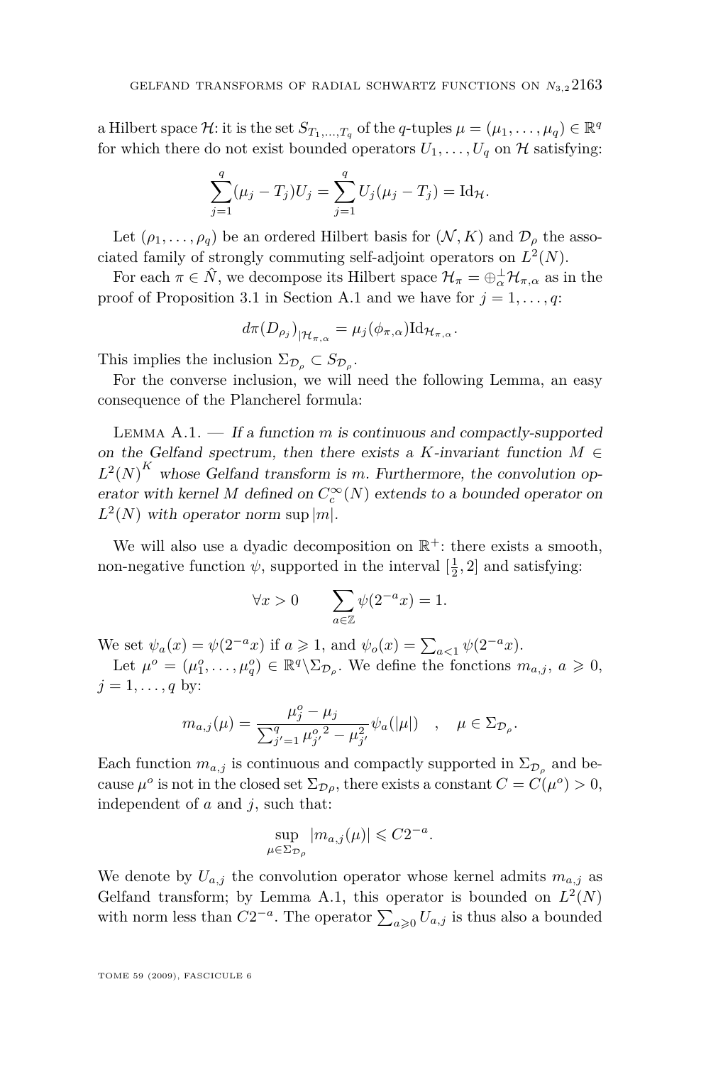a Hilbert space $\mathcal{H}$: it is the set $S_{T_1,\dots,T_q}$ of the $q$-tuples $\mu = (\mu_1, \dots, \mu_q) \in \mathbb{R}^q$ for which there do not exist bounded operators $U_1, \dots, U_q$ on $\mathcal{H}$ satisfying:

$$\sum_{j=1}^{q} (\mu_j - T_j) U_j = \sum_{j=1}^{q} U_j (\mu_j - T_j) = \mathrm{Id}_{\mathcal{H}}.$$

Let $(\rho_1, \dots, \rho_q)$ be an ordered Hilbert basis for $(\mathcal{N}, K)$ and $\mathcal{D}_\rho$ the associated family of strongly commuting self-adjoint operators on $L^2(N)$.

For each $\pi \in \hat{N}$, we decompose its Hilbert space $\mathcal{H}_\pi = \oplus_\alpha^\perp \mathcal{H}_{\pi,\alpha}$ as in the proof of Proposition 3.1 in Section A.1 and we have for $j = 1, \dots, q$:

$$d\pi(D_{\rho_j})_{|\mathcal{H}_{\pi,\alpha}} = \mu_j(\phi_{\pi,\alpha}) \mathrm{Id}_{\mathcal{H}_{\pi,\alpha}}.$$

This implies the inclusion $\Sigma_{\mathcal{D}_\rho} \subset S_{\mathcal{D}_\rho}$.

For the converse inclusion, we will need the following Lemma, an easy consequence of the Plancherel formula:

Lemma A.1. — *If a function $m$ is continuous and compactly-supported on the Gelfand spectrum, then there exists a $K$-invariant function $M \in L^2(N)^K$ whose Gelfand transform is $m$. Furthermore, the convolution operator with kernel $M$ defined on $C_c^\infty(N)$ extends to a bounded operator on $L^2(N)$ with operator norm $\sup |m|$.*

We will also use a dyadic decomposition on $\mathbb{R}^+$: there exists a smooth, non-negative function $\psi$, supported in the interval $[\frac{1}{2}, 2]$ and satisfying:

$$\forall x > 0 \qquad \sum_{a \in \mathbb{Z}} \psi(2^{-a} x) = 1.$$

We set $\psi_a(x) = \psi(2^{-a}x)$ if $a \geqslant 1$, and $\psi_o(x) = \sum_{a<1} \psi(2^{-a}x)$.

Let $\mu^o = (\mu_1^o, \dots, \mu_q^o) \in \mathbb{R}^q \backslash \Sigma_{\mathcal{D}_\rho}$. We define the fonctions $m_{a,j}$, $a \geqslant 0$, $j = 1, \dots, q$ by:

$$m_{a,j}(\mu) = \frac{\mu_j^o - \mu_j}{\sum_{j'=1}^{q} {\mu_{j'}^o}^2 - \mu_{j'}^2} \psi_a(|\mu|) \quad , \quad \mu \in \Sigma_{\mathcal{D}_\rho}.$$

Each function $m_{a,j}$ is continuous and compactly supported in $\Sigma_{\mathcal{D}_\rho}$ and because $\mu^o$ is not in the closed set $\Sigma_{\mathcal{D}\rho}$, there exists a constant $C = C(\mu^o) > 0$, independent of $a$ and $j$, such that:

$$\sup_{\mu \in \Sigma_{\mathcal{D}_\rho}} |m_{a,j}(\mu)| \leqslant C 2^{-a}.$$

We denote by $U_{a,j}$ the convolution operator whose kernel admits $m_{a,j}$ as Gelfand transform; by Lemma A.1, this operator is bounded on $L^2(N)$ with norm less than $C2^{-a}$. The operator $\sum_{a \geqslant 0} U_{a,j}$ is thus also a bounded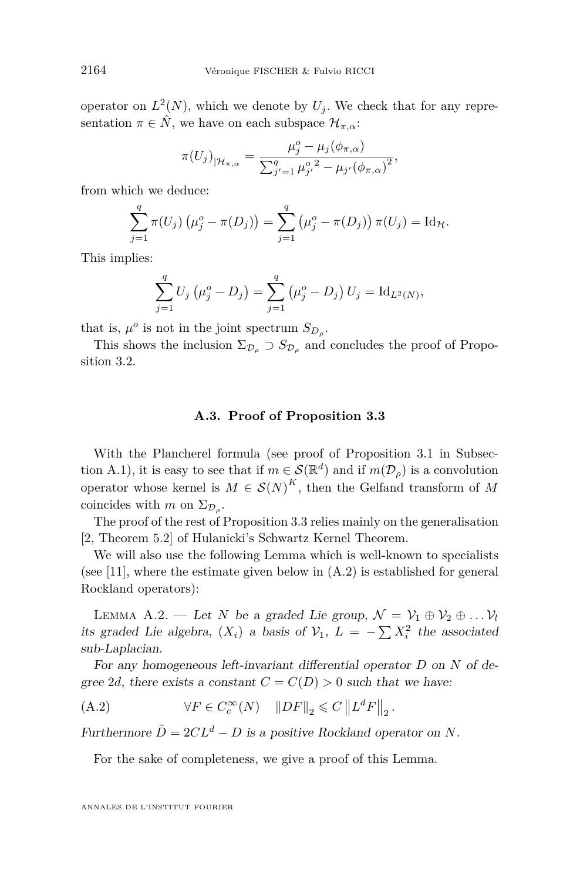operator on $L^2(N)$, which we denote by $U_j$. We check that for any representation $\pi \in \hat{N}$, we have on each subspace $\mathcal{H}_{\pi,\alpha}$:

$$\pi(U_j)_{|\mathcal{H}_{\pi,\alpha}} = \frac{\mu_j^o - \mu_j(\phi_{\pi,\alpha})}{\sum_{j'=1}^q {\mu_{j'}^o}^2 - \mu_{j'}(\phi_{\pi,\alpha})^2},$$

from which we deduce:

$$\sum_{j=1}^q \pi(U_j)\left(\mu_j^o - \pi(D_j)\right) = \sum_{j=1}^q \left(\mu_j^o - \pi(D_j)\right)\pi(U_j) = \mathrm{Id}_{\mathcal{H}}.$$

This implies:

$$\sum_{j=1}^q U_j\left(\mu_j^o - D_j\right) = \sum_{j=1}^q \left(\mu_j^o - D_j\right)U_j = \mathrm{Id}_{L^2(N)},$$

that is, $\mu^o$ is not in the joint spectrum $S_{D_\rho}$.

This shows the inclusion $\Sigma_{\mathcal{D}_\rho} \supset S_{\mathcal{D}_\rho}$ and concludes the proof of Proposition 3.2.

### A.3. Proof of Proposition 3.3

With the Plancherel formula (see proof of Proposition 3.1 in Subsection A.1), it is easy to see that if $m \in \mathcal{S}(\mathbb{R}^d)$ and if $m(\mathcal{D}_\rho)$ is a convolution operator whose kernel is $M \in \mathcal{S}(N)^K$, then the Gelfand transform of $M$ coincides with $m$ on $\Sigma_{\mathcal{D}_\rho}$.

The proof of the rest of Proposition 3.3 relies mainly on the generalisation [2, Theorem 5.2] of Hulanicki's Schwartz Kernel Theorem.

We will also use the following Lemma which is well-known to specialists (see [11], where the estimate given below in (A.2) is established for general Rockland operators):

Lemma A.2. — *Let $N$ be a graded Lie group, $\mathcal{N} = \mathcal{V}_1 \oplus \mathcal{V}_2 \oplus \dots \mathcal{V}_l$ its graded Lie algebra, $(X_i)$ a basis of $\mathcal{V}_1$, $L = -\sum X_i^2$ the associated sub-Laplacian.*

*For any homogeneous left-invariant differential operator $D$ on $N$ of degree $2d$, there exists a constant $C = C(D) > 0$ such that we have:*

$$\forall F \in C_c^\infty(N) \quad \|DF\|_2 \leqslant C \left\|L^d F\right\|_2. \tag{A.2}$$

*Furthermore $\tilde{D} = 2CL^d - D$ is a positive Rockland operator on $N$.*

For the sake of completeness, we give a proof of this Lemma.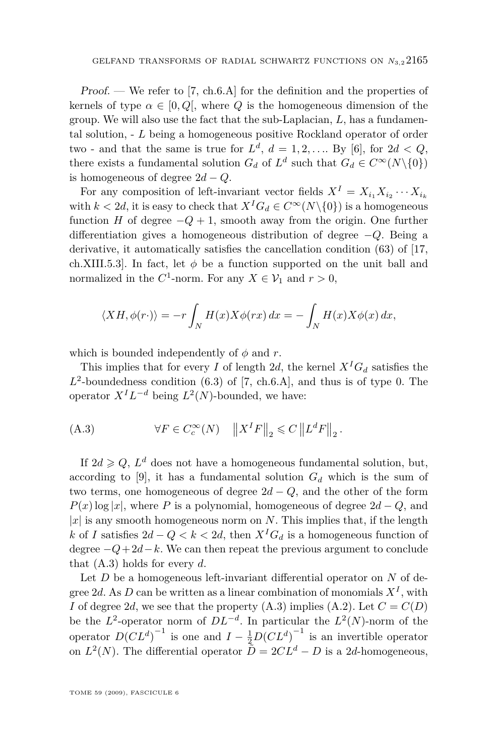*Proof.* — We refer to [7, ch.6.A] for the definition and the properties of kernels of type $\alpha \in [0, Q[$, where $Q$ is the homogeneous dimension of the group. We will also use the fact that the sub-Laplacian, $L$, has a fundamental solution, - $L$ being a homogeneous positive Rockland operator of order two - and that the same is true for $L^d$, $d = 1, 2, \ldots$. By [6], for $2d < Q$, there exists a fundamental solution $G_d$ of $L^d$ such that $G_d \in C^\infty(N \backslash \{0\})$ is homogeneous of degree $2d - Q$.

For any composition of left-invariant vector fields $X^I = X_{i_1} X_{i_2} \cdots X_{i_k}$ with $k < 2d$, it is easy to check that $X^I G_d \in C^\infty(N \backslash \{0\})$ is a homogeneous function $H$ of degree $-Q + 1$, smooth away from the origin. One further differentiation gives a homogeneous distribution of degree $-Q$. Being a derivative, it automatically satisfies the cancellation condition (63) of [17, ch.XIII.5.3]. In fact, let $\phi$ be a function supported on the unit ball and normalized in the $C^1$-norm. For any $X \in \mathcal{V}_1$ and $r > 0$,

$$\langle XH, \phi(r\cdot)\rangle = -r \int_N H(x) X\phi(rx)\, dx = -\int_N H(x) X\phi(x)\, dx,$$

which is bounded independently of $\phi$ and $r$.

This implies that for every $I$ of length $2d$, the kernel $X^I G_d$ satisfies the $L^2$-boundedness condition (6.3) of [7, ch.6.A], and thus is of type 0. The operator $X^I L^{-d}$ being $L^2(N)$-bounded, we have:

$$\forall F \in C_c^\infty(N) \quad \left\| X^I F \right\|_2 \leqslant C \left\| L^d F \right\|_2. \tag{A.3}$$

If $2d \geqslant Q$, $L^d$ does not have a homogeneous fundamental solution, but, according to [9], it has a fundamental solution $G_d$ which is the sum of two terms, one homogeneous of degree $2d - Q$, and the other of the form $P(x) \log |x|$, where $P$ is a polynomial, homogeneous of degree $2d - Q$, and $|x|$ is any smooth homogeneous norm on $N$. This implies that, if the length $k$ of $I$ satisfies $2d - Q < k < 2d$, then $X^I G_d$ is a homogeneous function of degree $-Q + 2d - k$. We can then repeat the previous argument to conclude that (A.3) holds for every $d$.

Let $D$ be a homogeneous left-invariant differential operator on $N$ of degree $2d$. As $D$ can be written as a linear combination of monomials $X^I$, with $I$ of degree $2d$, we see that the property (A.3) implies (A.2). Let $C = C(D)$ be the $L^2$-operator norm of $DL^{-d}$. In particular the $L^2(N)$-norm of the operator $D(CL^d)^{-1}$ is one and $I - \frac{1}{2} D(CL^d)^{-1}$ is an invertible operator on $L^2(N)$. The differential operator $\tilde{D} = 2CL^d - D$ is a $2d$-homogeneous,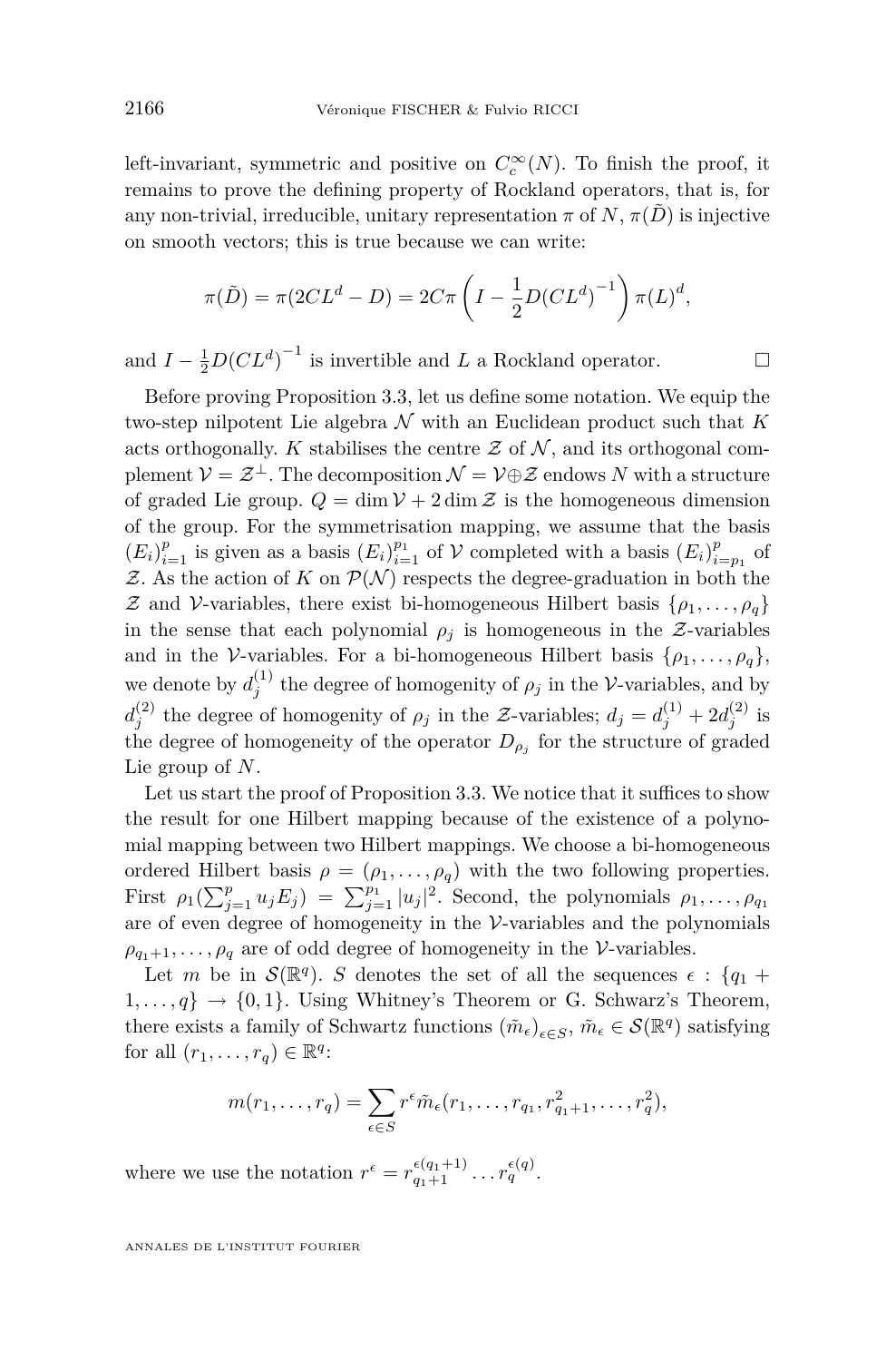left-invariant, symmetric and positive on $C_c^\infty(N)$. To finish the proof, it remains to prove the defining property of Rockland operators, that is, for any non-trivial, irreducible, unitary representation $\pi$ of $N$, $\pi(\tilde{D})$ is injective on smooth vectors; this is true because we can write:

$$\pi(\tilde{D}) = \pi(2CL^d - D) = 2C\pi\left(I - \frac{1}{2}D(CL^d)^{-1}\right)\pi(L)^d,$$

and $I - \frac{1}{2}D(CL^d)^{-1}$ is invertible and $L$ a Rockland operator. □

Before proving Proposition 3.3, let us define some notation. We equip the two-step nilpotent Lie algebra $\mathcal{N}$ with an Euclidean product such that $K$ acts orthogonally. $K$ stabilises the centre $\mathcal{Z}$ of $\mathcal{N}$, and its orthogonal complement $\mathcal{V} = \mathcal{Z}^\perp$. The decomposition $\mathcal{N} = \mathcal{V} \oplus \mathcal{Z}$ endows $N$ with a structure of graded Lie group. $Q = \dim \mathcal{V} + 2\dim \mathcal{Z}$ is the homogeneous dimension of the group. For the symmetrisation mapping, we assume that the basis $(E_i)_{i=1}^p$ is given as a basis $(E_i)_{i=1}^{p_1}$ of $\mathcal{V}$ completed with a basis $(E_i)_{i=p_1}^p$ of $\mathcal{Z}$. As the action of $K$ on $\mathcal{P}(\mathcal{N})$ respects the degree-graduation in both the $\mathcal{Z}$ and $\mathcal{V}$-variables, there exist bi-homogeneous Hilbert basis $\{\rho_1, \ldots, \rho_q\}$ in the sense that each polynomial $\rho_j$ is homogeneous in the $\mathcal{Z}$-variables and in the $\mathcal{V}$-variables. For a bi-homogeneous Hilbert basis $\{\rho_1, \ldots, \rho_q\}$, we denote by $d_j^{(1)}$ the degree of homogenity of $\rho_j$ in the $\mathcal{V}$-variables, and by $d_j^{(2)}$ the degree of homogenity of $\rho_j$ in the $\mathcal{Z}$-variables; $d_j = d_j^{(1)} + 2d_j^{(2)}$ is the degree of homogeneity of the operator $D_{\rho_j}$ for the structure of graded Lie group of $N$.

Let us start the proof of Proposition 3.3. We notice that it suffices to show the result for one Hilbert mapping because of the existence of a polynomial mapping between two Hilbert mappings. We choose a bi-homogeneous ordered Hilbert basis $\rho = (\rho_1, \ldots, \rho_q)$ with the two following properties. First $\rho_1(\sum_{j=1}^p u_j E_j) = \sum_{j=1}^{p_1} |u_j|^2$. Second, the polynomials $\rho_1, \ldots, \rho_{q_1}$ are of even degree of homogeneity in the $\mathcal{V}$-variables and the polynomials $\rho_{q_1+1}, \ldots, \rho_q$ are of odd degree of homogeneity in the $\mathcal{V}$-variables.

Let $m$ be in $\mathcal{S}(\mathbb{R}^q)$. $S$ denotes the set of all the sequences $\epsilon : \{q_1 + 1, \ldots, q\} \to \{0, 1\}$. Using Whitney's Theorem or G. Schwarz's Theorem, there exists a family of Schwartz functions $(\tilde{m}_\epsilon)_{\epsilon \in S}$, $\tilde{m}_\epsilon \in \mathcal{S}(\mathbb{R}^q)$ satisfying for all $(r_1, \ldots, r_q) \in \mathbb{R}^q$:

$$m(r_1, \ldots, r_q) = \sum_{\epsilon \in S} r^\epsilon \tilde{m}_\epsilon(r_1, \ldots, r_{q_1}, r_{q_1+1}^2, \ldots, r_q^2),$$

where we use the notation $r^\epsilon = r_{q_1+1}^{\epsilon(q_1+1)} \ldots r_q^{\epsilon(q)}$.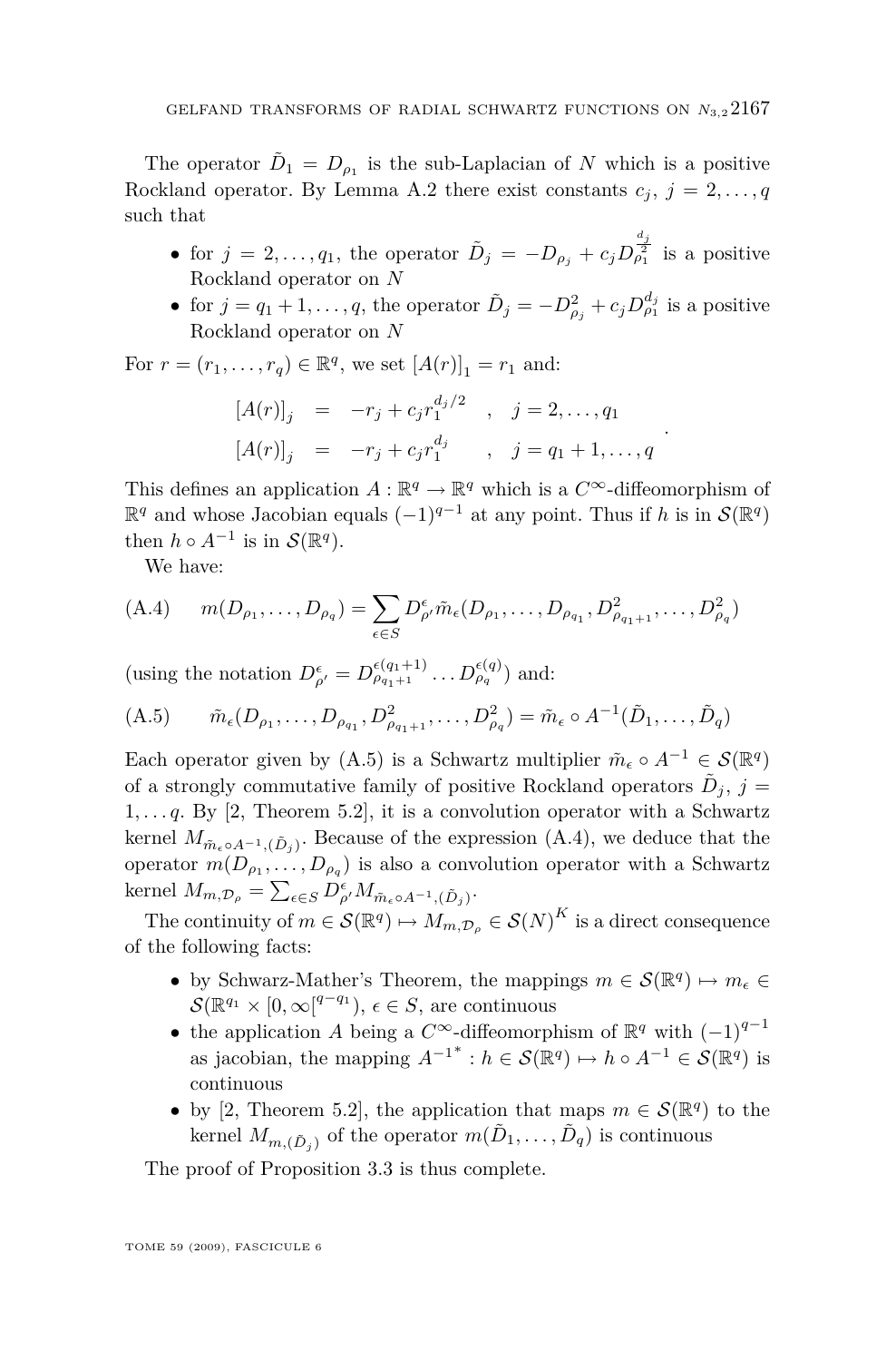The operator $\tilde{D}_1 = D_{\rho_1}$ is the sub-Laplacian of $N$ which is a positive Rockland operator. By Lemma A.2 there exist constants $c_j$, $j = 2, \dots, q$ such that

- for $j = 2, \dots, q_1$, the operator $\tilde{D}_j = -D_{\rho_j} + c_j D_{\rho_1}^{\frac{d_j}{2}}$ is a positive Rockland operator on $N$
- for $j = q_1 + 1, \dots, q$, the operator $\tilde{D}_j = -D_{\rho_j}^2 + c_j D_{\rho_1}^{d_j}$ is a positive Rockland operator on $N$

For $r = (r_1, \dots, r_q) \in \mathbb{R}^q$, we set $[A(r)]_1 = r_1$ and:

$$\begin{array}{rcll} [A(r)]_j & = & -r_j + c_j r_1^{d_j/2} & , \quad j = 2, \dots, q_1 \\ [A(r)]_j & = & -r_j + c_j r_1^{d_j} & , \quad j = q_1 + 1, \dots, q \end{array} .$$

This defines an application $A : \mathbb{R}^q \to \mathbb{R}^q$ which is a $C^\infty$-diffeomorphism of $\mathbb{R}^q$ and whose Jacobian equals $(-1)^{q-1}$ at any point. Thus if $h$ is in $\mathcal{S}(\mathbb{R}^q)$ then $h \circ A^{-1}$ is in $\mathcal{S}(\mathbb{R}^q)$.

We have:

$$m(D_{\rho_1}, \dots, D_{\rho_q}) = \sum_{\epsilon \in S} D_{\rho'}^{\epsilon} \tilde{m}_\epsilon (D_{\rho_1}, \dots, D_{\rho_{q_1}}, D^2_{\rho_{q_1+1}}, \dots, D^2_{\rho_q}) \tag{A.4}$$

(using the notation $D_{\rho'}^{\epsilon} = D_{\rho_{q_1+1}}^{\epsilon(q_1+1)} \dots D_{\rho_q}^{\epsilon(q)}$) and:

$$\tilde{m}_\epsilon (D_{\rho_1}, \dots, D_{\rho_{q_1}}, D^2_{\rho_{q_1+1}}, \dots, D^2_{\rho_q}) = \tilde{m}_\epsilon \circ A^{-1}(\tilde{D}_1, \dots, \tilde{D}_q) \tag{A.5}$$

Each operator given by (A.5) is a Schwartz multiplier $\tilde{m}_\epsilon \circ A^{-1} \in \mathcal{S}(\mathbb{R}^q)$ of a strongly commutative family of positive Rockland operators $\tilde{D}_j$, $j = 1, \dots q$. By [2, Theorem 5.2], it is a convolution operator with a Schwartz kernel $M_{\tilde{m}_\epsilon \circ A^{-1}, (\tilde{D}_j)}$. Because of the expression (A.4), we deduce that the operator $m(D_{\rho_1}, \dots, D_{\rho_q})$ is also a convolution operator with a Schwartz kernel $M_{m, \mathcal{D}_\rho} = \sum_{\epsilon \in S} D_{\rho'}^{\epsilon} M_{\tilde{m}_\epsilon \circ A^{-1}, (\tilde{D}_j)}$.

The continuity of $m \in \mathcal{S}(\mathbb{R}^q) \mapsto M_{m, \mathcal{D}_\rho} \in \mathcal{S}(N)^K$ is a direct consequence of the following facts:

- by Schwarz-Mather's Theorem, the mappings $m \in \mathcal{S}(\mathbb{R}^q) \mapsto m_\epsilon \in \mathcal{S}(\mathbb{R}^{q_1} \times [0, \infty[^{q-q_1})$, $\epsilon \in S$, are continuous
- the application $A$ being a $C^\infty$-diffeomorphism of $\mathbb{R}^q$ with $(-1)^{q-1}$ as jacobian, the mapping ${A^{-1}}^* : h \in \mathcal{S}(\mathbb{R}^q) \mapsto h \circ A^{-1} \in \mathcal{S}(\mathbb{R}^q)$ is continuous
- by [2, Theorem 5.2], the application that maps $m \in \mathcal{S}(\mathbb{R}^q)$ to the kernel $M_{m, (\tilde{D}_j)}$ of the operator $m(\tilde{D}_1, \dots, \tilde{D}_q)$ is continuous

The proof of Proposition 3.3 is thus complete.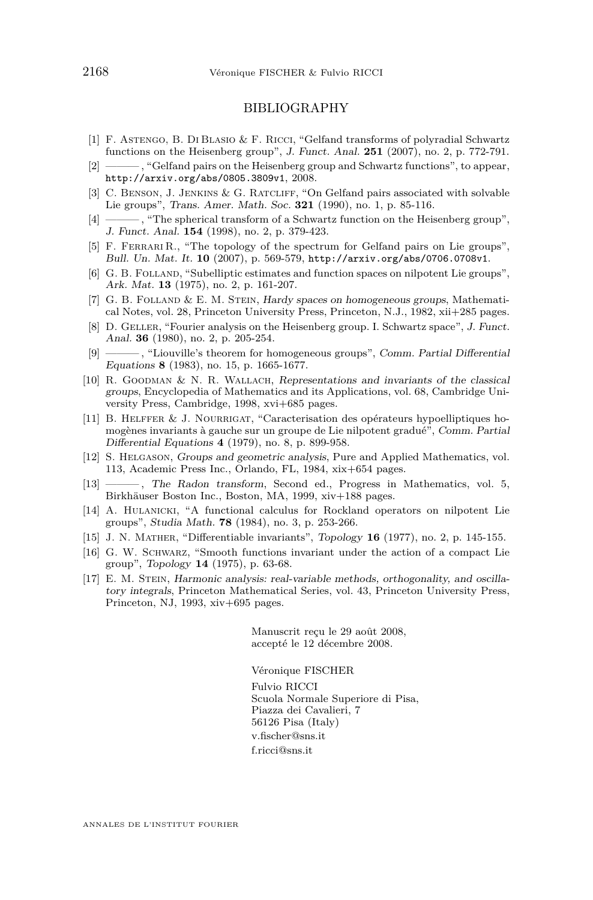## BIBLIOGRAPHY

[1] F. Astengo, B. Di Blasio & F. Ricci, “Gelfand transforms of polyradial Schwartz functions on the Heisenberg group”, *J. Funct. Anal.* **251** (2007), no. 2, p. 772-791.

[2] ———, “Gelfand pairs on the Heisenberg group and Schwartz functions”, to appear, http://arxiv.org/abs/0805.3809v1, 2008.

[3] C. Benson, J. Jenkins & G. Ratcliff, “On Gelfand pairs associated with solvable Lie groups”, *Trans. Amer. Math. Soc.* **321** (1990), no. 1, p. 85-116.

[4] ———, “The spherical transform of a Schwartz function on the Heisenberg group”, *J. Funct. Anal.* **154** (1998), no. 2, p. 379-423.

[5] F. Ferrari R., “The topology of the spectrum for Gelfand pairs on Lie groups”, *Bull. Un. Mat. It.* **10** (2007), p. 569-579, http://arxiv.org/abs/0706.0708v1.

[6] G. B. Folland, “Subelliptic estimates and function spaces on nilpotent Lie groups”, *Ark. Mat.* **13** (1975), no. 2, p. 161-207.

[7] G. B. Folland & E. M. Stein, *Hardy spaces on homogeneous groups*, Mathematical Notes, vol. 28, Princeton University Press, Princeton, N.J., 1982, xii+285 pages.

[8] D. Geller, “Fourier analysis on the Heisenberg group. I. Schwartz space”, *J. Funct. Anal.* **36** (1980), no. 2, p. 205-254.

[9] ———, “Liouville’s theorem for homogeneous groups”, *Comm. Partial Differential Equations* **8** (1983), no. 15, p. 1665-1677.

[10] R. Goodman & N. R. Wallach, *Representations and invariants of the classical groups*, Encyclopedia of Mathematics and its Applications, vol. 68, Cambridge University Press, Cambridge, 1998, xvi+685 pages.

[11] B. Helffer & J. Nourrigat, “Caracterisation des opérateurs hypoelliptiques homogènes invariants à gauche sur un groupe de Lie nilpotent gradué”, *Comm. Partial Differential Equations* **4** (1979), no. 8, p. 899-958.

[12] S. Helgason, *Groups and geometric analysis*, Pure and Applied Mathematics, vol. 113, Academic Press Inc., Orlando, FL, 1984, xix+654 pages.

[13] ———, *The Radon transform*, Second ed., Progress in Mathematics, vol. 5, Birkhäuser Boston Inc., Boston, MA, 1999, xiv+188 pages.

[14] A. Hulanicki, “A functional calculus for Rockland operators on nilpotent Lie groups”, *Studia Math.* **78** (1984), no. 3, p. 253-266.

[15] J. N. Mather, “Differentiable invariants”, *Topology* **16** (1977), no. 2, p. 145-155.

[16] G. W. Schwarz, “Smooth functions invariant under the action of a compact Lie group”, *Topology* **14** (1975), p. 63-68.

[17] E. M. Stein, *Harmonic analysis: real-variable methods, orthogonality, and oscillatory integrals*, Princeton Mathematical Series, vol. 43, Princeton University Press, Princeton, NJ, 1993, xiv+695 pages.

Manuscrit reçu le 29 août 2008,
accepté le 12 décembre 2008.

Véronique FISCHER
Fulvio RICCI
Scuola Normale Superiore di Pisa,
Piazza dei Cavalieri, 7
56126 Pisa (Italy)
v.fischer@sns.it
f.ricci@sns.it